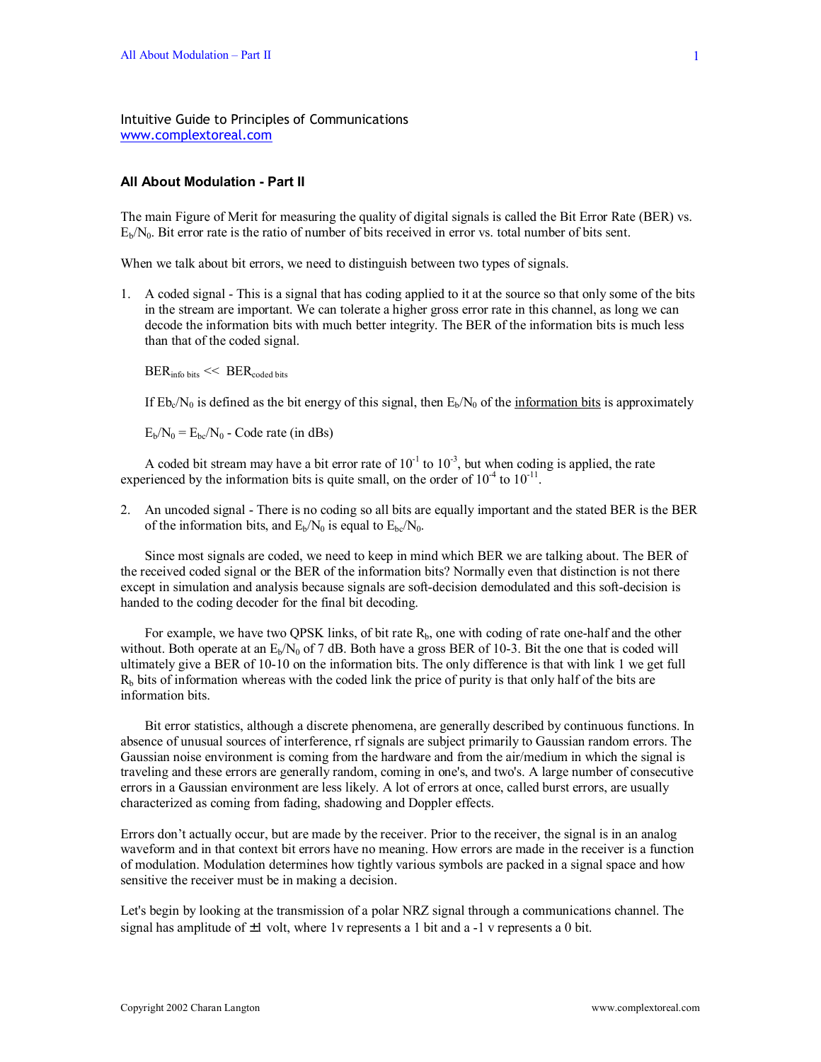Intuitive Guide to Principles of Communications
www.complextoreal.com

## All About Modulation - Part II

The main Figure of Merit for measuring the quality of digital signals is called the Bit Error Rate (BER) vs. $E_b/N_0$. Bit error rate is the ratio of number of bits received in error vs. total number of bits sent.

When we talk about bit errors, we need to distinguish between two types of signals.

1. A coded signal - This is a signal that has coding applied to it at the source so that only some of the bits in the stream are important. We can tolerate a higher gross error rate in this channel, as long we can decode the information bits with much better integrity. The BER of the information bits is much less than that of the coded signal.

   $BER_{\text{info bits}} << BER_{\text{coded bits}}$

   If $Eb_c/N_0$ is defined as the bit energy of this signal, then $E_b/N_0$ of the information bits is approximately

   $E_b/N_0 = E_{bc}/N_0$ - Code rate (in dBs)

   A coded bit stream may have a bit error rate of $10^{-1}$ to $10^{-3}$, but when coding is applied, the rate experienced by the information bits is quite small, on the order of $10^{-4}$ to $10^{-11}$.

2. An uncoded signal - There is no coding so all bits are equally important and the stated BER is the BER of the information bits, and $E_b/N_0$ is equal to $E_{bc}/N_0$.

   Since most signals are coded, we need to keep in mind which BER we are talking about. The BER of the received coded signal or the BER of the information bits? Normally even that distinction is not there except in simulation and analysis because signals are soft-decision demodulated and this soft-decision is handed to the coding decoder for the final bit decoding.

   For example, we have two QPSK links, of bit rate $R_b$, one with coding of rate one-half and the other without. Both operate at an $E_b/N_0$ of 7 dB. Both have a gross BER of 10-3. Bit the one that is coded will ultimately give a BER of 10-10 on the information bits. The only difference is that with link 1 we get full $R_b$ bits of information whereas with the coded link the price of purity is that only half of the bits are information bits.

   Bit error statistics, although a discrete phenomena, are generally described by continuous functions. In absence of unusual sources of interference, rf signals are subject primarily to Gaussian random errors. The Gaussian noise environment is coming from the hardware and from the air/medium in which the signal is traveling and these errors are generally random, coming in one's, and two's. A large number of consecutive errors in a Gaussian environment are less likely. A lot of errors at once, called burst errors, are usually characterized as coming from fading, shadowing and Doppler effects.

Errors don't actually occur, but are made by the receiver. Prior to the receiver, the signal is in an analog waveform and in that context bit errors have no meaning. How errors are made in the receiver is a function of modulation. Modulation determines how tightly various symbols are packed in a signal space and how sensitive the receiver must be in making a decision.

Let's begin by looking at the transmission of a polar NRZ signal through a communications channel. The signal has amplitude of ±1 volt, where 1v represents a 1 bit and a -1 v represents a 0 bit.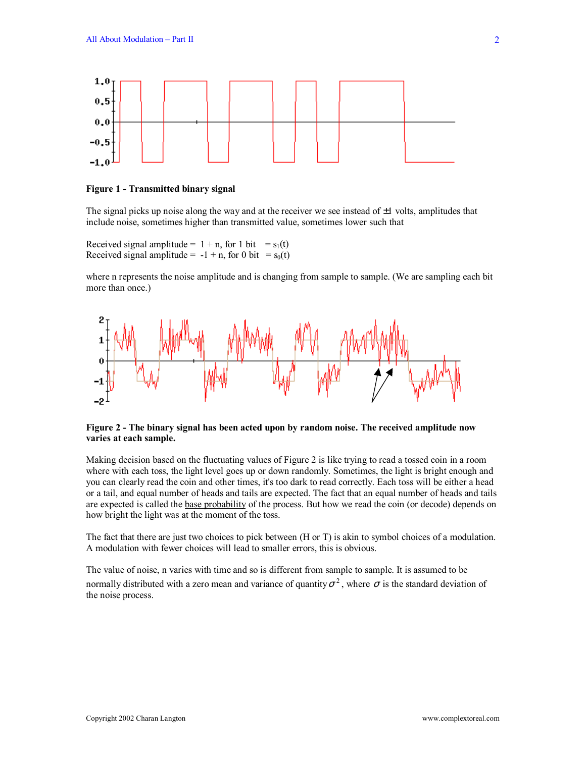1.0
0.5
0.0
-0.5
-1.0

**Figure 1 - Transmitted binary signal**

The signal picks up noise along the way and at the receiver we see instead of ±1 volts, amplitudes that include noise, sometimes higher than transmitted value, sometimes lower such that

Received signal amplitude = $1 + n$, for 1 bit $= s_1(t)$
Received signal amplitude = $-1 + n$, for 0 bit $= s_0(t)$

where n represents the noise amplitude and is changing from sample to sample. (We are sampling each bit more than once.)

2
1
0
-1
-2

**Figure 2 - The binary signal has been acted upon by random noise. The received amplitude now varies at each sample.**

Making decision based on the fluctuating values of Figure 2 is like trying to read a tossed coin in a room where with each toss, the light level goes up or down randomly. Sometimes, the light is bright enough and you can clearly read the coin and other times, it's too dark to read correctly. Each toss will be either a head or a tail, and equal number of heads and tails are expected. The fact that an equal number of heads and tails are expected is called the base probability of the process. But how we read the coin (or decode) depends on how bright the light was at the moment of the toss.

The fact that there are just two choices to pick between (H or T) is akin to symbol choices of a modulation. A modulation with fewer choices will lead to smaller errors, this is obvious.

The value of noise, n varies with time and so is different from sample to sample. It is assumed to be normally distributed with a zero mean and variance of quantity $\sigma^2$, where $\sigma$ is the standard deviation of the noise process.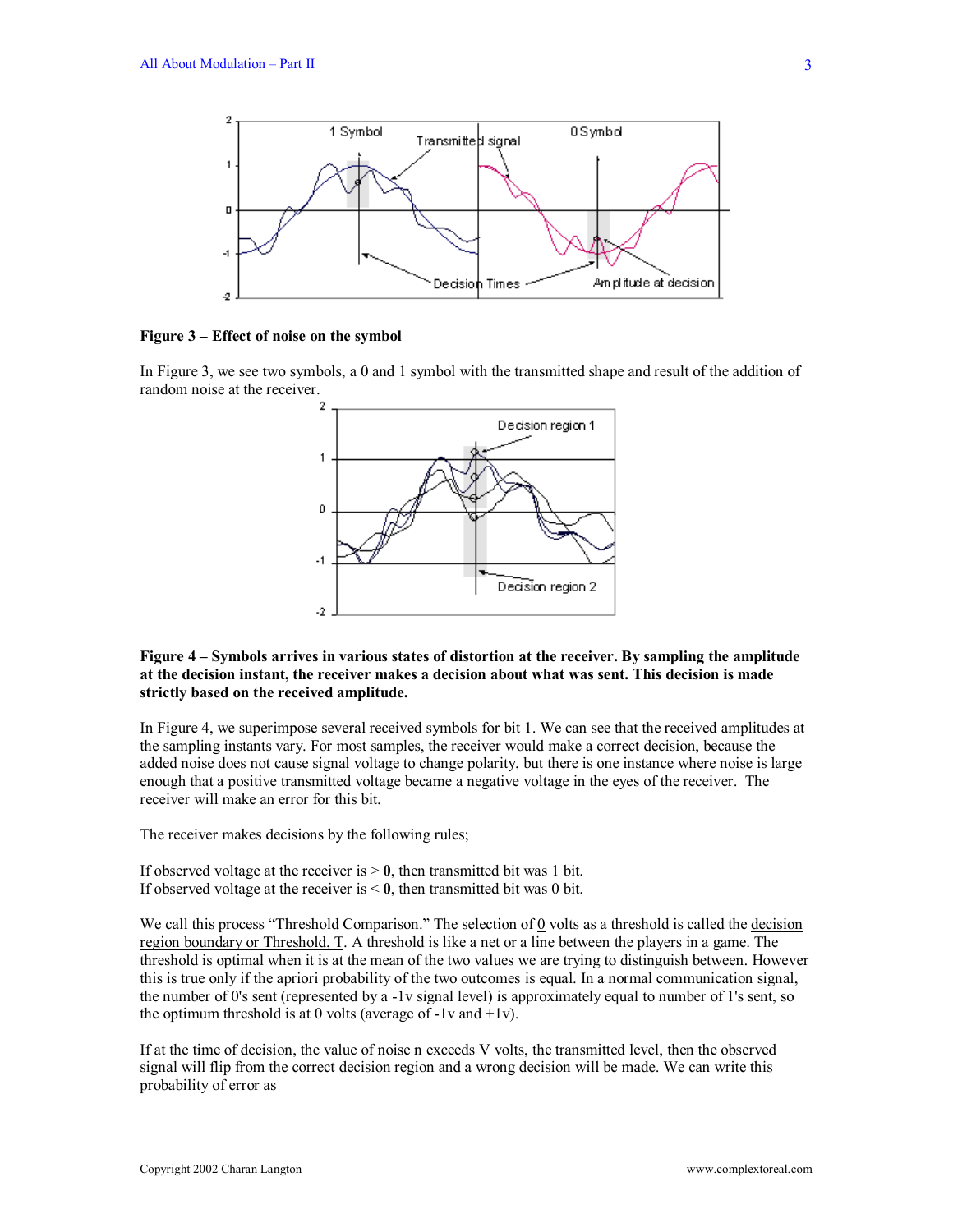2
1 Symbol
Transmitted signal
0 Symbol
1
0
-1
Decision Times
Amplitude at decision
-2

**Figure 3 – Effect of noise on the symbol**

In Figure 3, we see two symbols, a 0 and 1 symbol with the transmitted shape and result of the addition of random noise at the receiver.

2
Decision region 1
1
0
-1
Decision region 2
-2

**Figure 4 – Symbols arrives in various states of distortion at the receiver. By sampling the amplitude at the decision instant, the receiver makes a decision about what was sent. This decision is made strictly based on the received amplitude.**

In Figure 4, we superimpose several received symbols for bit 1. We can see that the received amplitudes at the sampling instants vary. For most samples, the receiver would make a correct decision, because the added noise does not cause signal voltage to change polarity, but there is one instance where noise is large enough that a positive transmitted voltage became a negative voltage in the eyes of the receiver. The receiver will make an error for this bit.

The receiver makes decisions by the following rules;

If observed voltage at the receiver is > **0**, then transmitted bit was 1 bit.
If observed voltage at the receiver is < **0**, then transmitted bit was 0 bit.

We call this process "Threshold Comparison." The selection of 0 volts as a threshold is called the decision region boundary or Threshold, T. A threshold is like a net or a line between the players in a game. The threshold is optimal when it is at the mean of the two values we are trying to distinguish between. However this is true only if the apriori probability of the two outcomes is equal. In a normal communication signal, the number of 0's sent (represented by a -1v signal level) is approximately equal to number of 1's sent, so the optimum threshold is at 0 volts (average of -1v and +1v).

If at the time of decision, the value of noise n exceeds V volts, the transmitted level, then the observed signal will flip from the correct decision region and a wrong decision will be made. We can write this probability of error as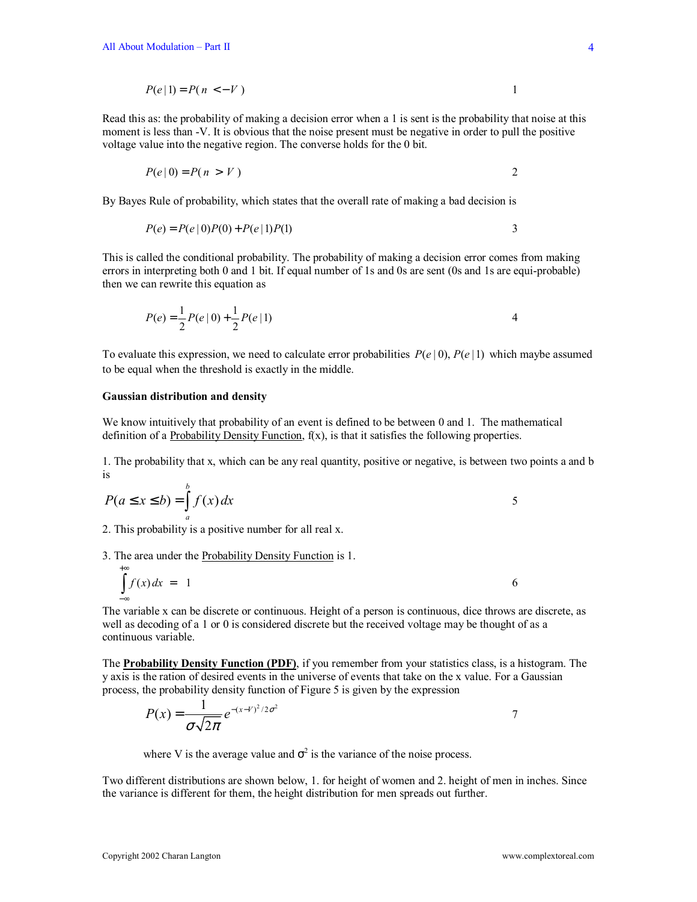$$P(e\,|\,1) = P(n < -V) \qquad 1$$

Read this as: the probability of making a decision error when a 1 is sent is the probability that noise at this moment is less than -V. It is obvious that the noise present must be negative in order to pull the positive voltage value into the negative region. The converse holds for the 0 bit.

$$P(e\,|\,0) = P(n > V) \qquad 2$$

By Bayes Rule of probability, which states that the overall rate of making a bad decision is

$$P(e) = P(e\,|\,0)P(0) + P(e\,|\,1)P(1) \qquad 3$$

This is called the conditional probability. The probability of making a decision error comes from making errors in interpreting both 0 and 1 bit. If equal number of 1s and 0s are sent (0s and 1s are equi-probable) then we can rewrite this equation as

$$P(e) = \frac{1}{2}P(e\,|\,0) + \frac{1}{2}P(e\,|\,1) \qquad 4$$

To evaluate this expression, we need to calculate error probabilities $P(e\,|\,0), P(e\,|\,1)$ which maybe assumed to be equal when the threshold is exactly in the middle.

**Gaussian distribution and density**

We know intuitively that probability of an event is defined to be between 0 and 1. The mathematical definition of a Probability Density Function, f(x), is that it satisfies the following properties.

1. The probability that x, which can be any real quantity, positive or negative, is between two points a and b is

$$P(a \le x \le b) = \int_a^b f(x)\,dx \qquad 5$$

2. This probability is a positive number for all real x.

3. The area under the Probability Density Function is 1.

$$\int_{-\infty}^{+\infty} f(x)\,dx = 1 \qquad 6$$

The variable x can be discrete or continuous. Height of a person is continuous, dice throws are discrete, as well as decoding of a 1 or 0 is considered discrete but the received voltage may be thought of as a continuous variable.

The **Probability Density Function (PDF)**, if you remember from your statistics class, is a histogram. The y axis is the ration of desired events in the universe of events that take on the x value. For a Gaussian process, the probability density function of Figure 5 is given by the expression

$$P(x) = \frac{1}{\sigma\sqrt{2\pi}} e^{-(x-V)^2/2\sigma^2} \qquad 7$$

where V is the average value and $\sigma^2$ is the variance of the noise process.

Two different distributions are shown below, 1. for height of women and 2. height of men in inches. Since the variance is different for them, the height distribution for men spreads out further.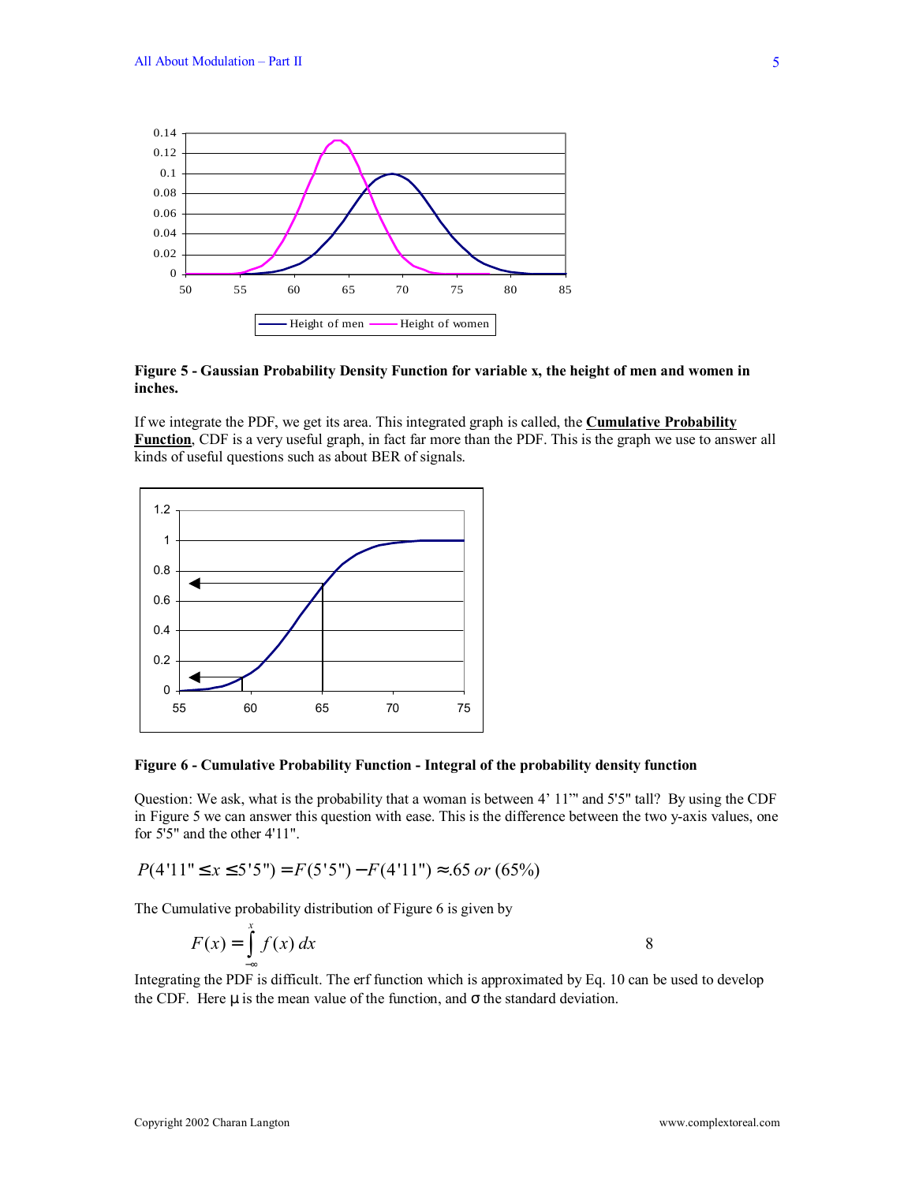0.14
0.12
0.1
0.08
0.06
0.04
0.02
0

50 55 60 65 70 75 80 85

Height of men — Height of women

**Figure 5 - Gaussian Probability Density Function for variable x, the height of men and women in inches.**

If we integrate the PDF, we get its area. This integrated graph is called, the **Cumulative Probability Function**, CDF is a very useful graph, in fact far more than the PDF. This is the graph we use to answer all kinds of useful questions such as about BER of signals.

1.2
1
0.8
0.6
0.4
0.2
0

55 60 65 70 75

**Figure 6 - Cumulative Probability Function - Integral of the probability density function**

Question: We ask, what is the probability that a woman is between 4' 11'" and 5'5" tall? By using the CDF in Figure 5 we can answer this question with ease. This is the difference between the two y-axis values, one for 5'5" and the other 4'11".

$$P(4'11" \leq x \leq 5'5") = F(5'5") - F(4'11") \approx .65 \ or \ (65\%)$$

The Cumulative probability distribution of Figure 6 is given by

$$F(x) = \int_{-\infty}^{x} f(x)\,dx \qquad 8$$

Integrating the PDF is difficult. The erf function which is approximated by Eq. 10 can be used to develop the CDF. Here $\mu$ is the mean value of the function, and $\sigma$ the standard deviation.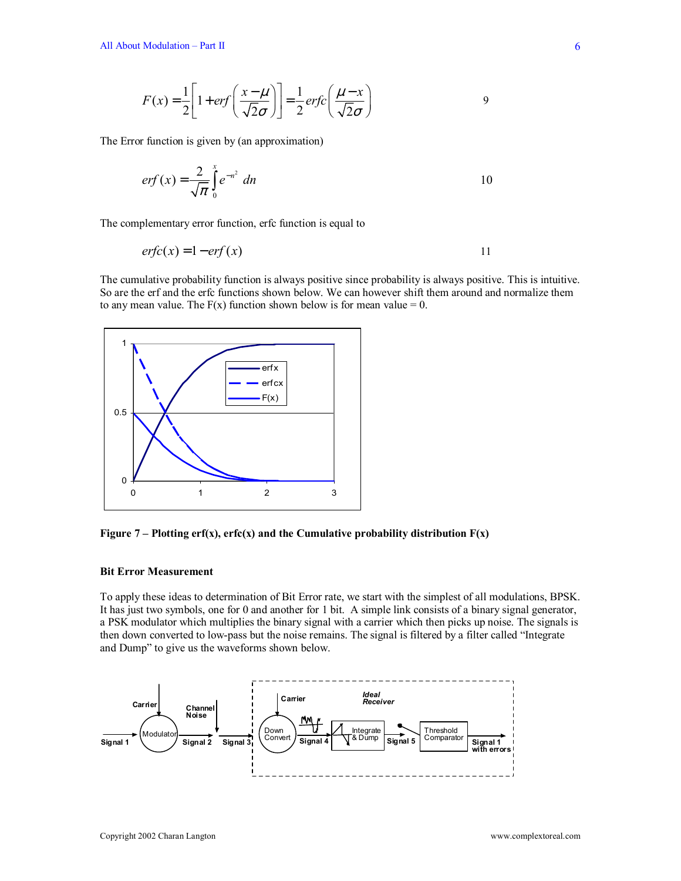$$F(x) = \frac{1}{2}\left[1 + erf\left(\frac{x-\mu}{\sqrt{2}\sigma}\right)\right] = \frac{1}{2} erfc\left(\frac{\mu - x}{\sqrt{2}\sigma}\right) \quad 9$$

The Error function is given by (an approximation)

$$erf(x) = \frac{2}{\sqrt{\pi}} \int_0^x e^{-n^2}\, dn \quad 10$$

The complementary error function, erfc function is equal to

$$erfc(x) = 1 - erf(x) \quad 11$$

The cumulative probability function is always positive since probability is always positive. This is intuitive. So are the erf and the erfc functions shown below. We can however shift them around and normalize them to any mean value. The F(x) function shown below is for mean value = 0.

1
0.5
0
0
1
2
3
erfx
erfcx
F(x)

**Figure 7 – Plotting erf(x), erfc(x) and the Cumulative probability distribution F(x)**

**Bit Error Measurement**

To apply these ideas to determination of Bit Error rate, we start with the simplest of all modulations, BPSK. It has just two symbols, one for 0 and another for 1 bit. A simple link consists of a binary signal generator, a PSK modulator which multiplies the binary signal with a carrier which then picks up noise. The signals is then down converted to low-pass but the noise remains. The signal is filtered by a filter called "Integrate and Dump" to give us the waveforms shown below.

Carrier
Channel Noise
Signal 1
Modulator
Signal 2
Signal 3
Carrier
*Ideal Receiver*
Down Convert
Signal 4
Integrate & Dump
Signal 5
Threshold Comparator
Signal 1 with errors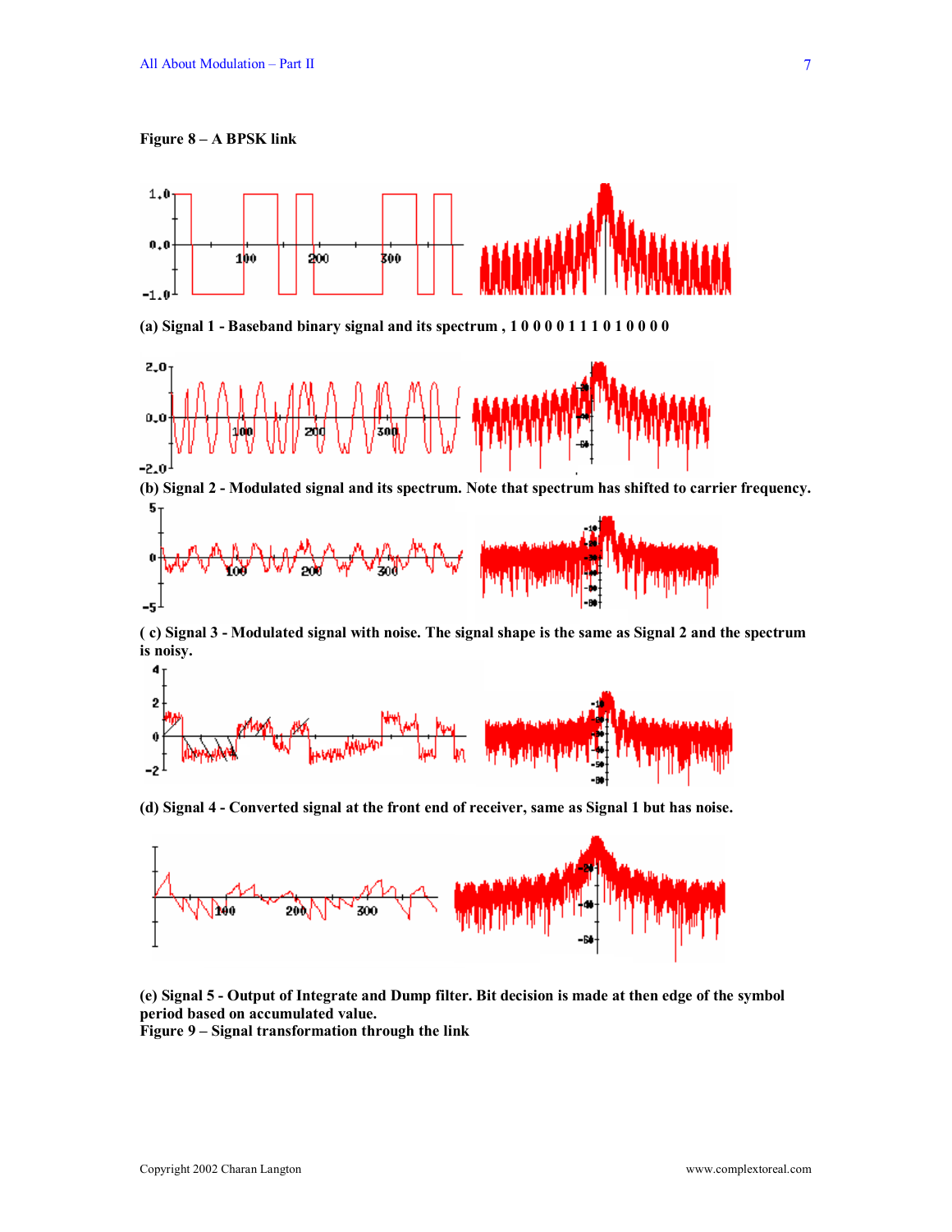**Figure 8 – A BPSK link**

1.0

0.0

-1.0

100

200

300

(a) Signal 1 - Baseband binary signal and its spectrum , 1 0 0 0 0 1 1 1 0 1 0 0 0 0

2.0

0.0

-2.0

100

200

300

-60

(b) Signal 2 - Modulated signal and its spectrum. Note that spectrum has shifted to carrier frequency.

5

0

-5

100

200

300

(c) Signal 3 - Modulated signal with noise. The signal shape is the same as Signal 2 and the spectrum is noisy.

4

2

0

-2

100

200

300

(d) Signal 4 - Converted signal at the front end of receiver, same as Signal 1 but has noise.

100

200

300

-60

(e) Signal 5 - Output of Integrate and Dump filter. Bit decision is made at then edge of the symbol period based on accumulated value.

**Figure 9 – Signal transformation through the link**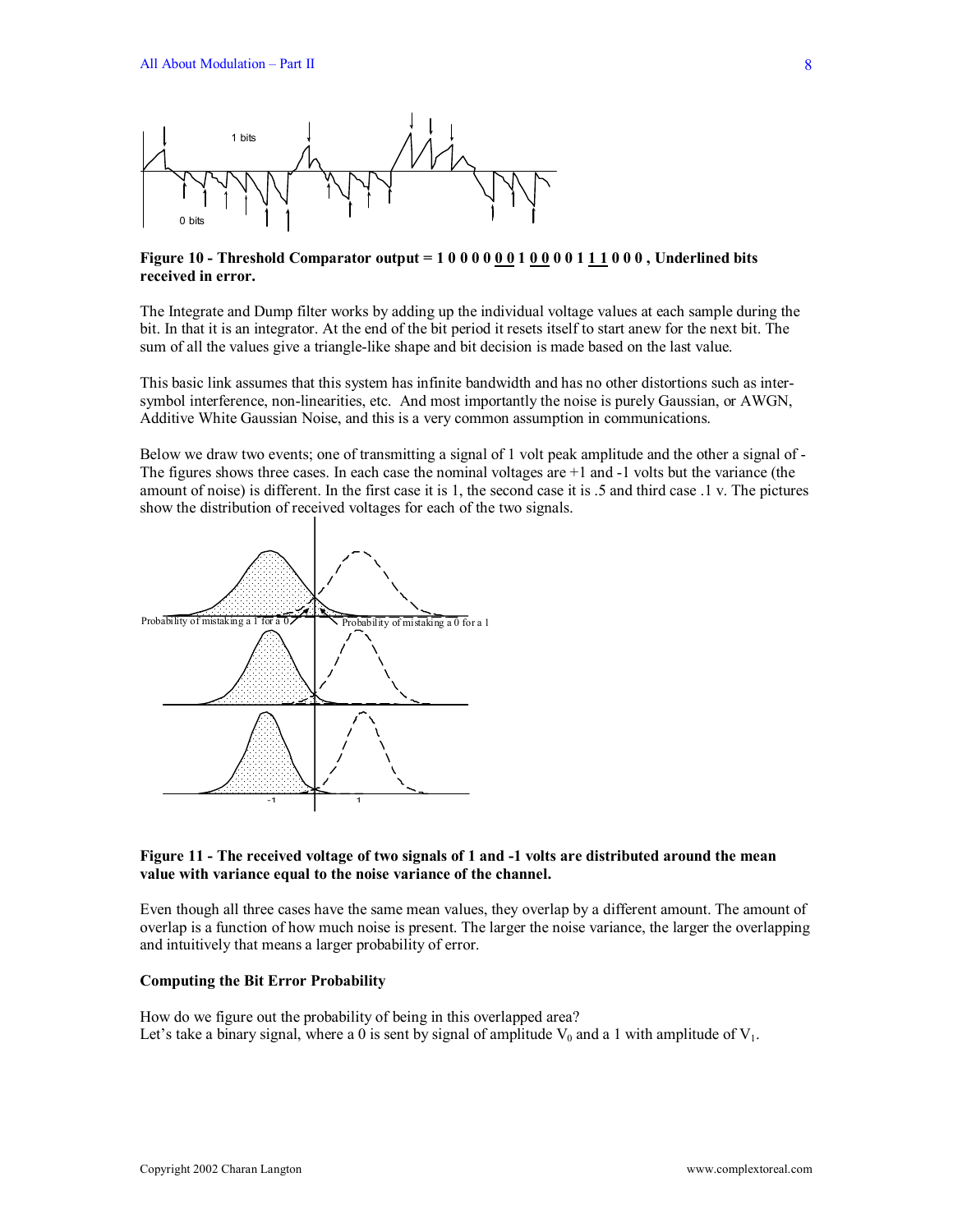1 bits

0 bits

**Figure 10 - Threshold Comparator output = 1 0 0 0 0 <u>0 0</u> 1 <u>0 0</u> 0 0 1 <u>1 1</u> 0 0 0 , Underlined bits received in error.**

The Integrate and Dump filter works by adding up the individual voltage values at each sample during the bit. In that it is an integrator. At the end of the bit period it resets itself to start anew for the next bit. The sum of all the values give a triangle-like shape and bit decision is made based on the last value.

This basic link assumes that this system has infinite bandwidth and has no other distortions such as inter-symbol interference, non-linearities, etc. And most importantly the noise is purely Gaussian, or AWGN, Additive White Gaussian Noise, and this is a very common assumption in communications.

Below we draw two events; one of transmitting a signal of 1 volt peak amplitude and the other a signal of - The figures shows three cases. In each case the nominal voltages are +1 and -1 volts but the variance (the amount of noise) is different. In the first case it is 1, the second case it is .5 and third case .1 v. The pictures show the distribution of received voltages for each of the two signals.

Probability of mistaking a 1 for a 0

Probability of mistaking a 0 for a 1

-1

1

**Figure 11 - The received voltage of two signals of 1 and -1 volts are distributed around the mean value with variance equal to the noise variance of the channel.**

Even though all three cases have the same mean values, they overlap by a different amount. The amount of overlap is a function of how much noise is present. The larger the noise variance, the larger the overlapping and intuitively that means a larger probability of error.

**Computing the Bit Error Probability**

How do we figure out the probability of being in this overlapped area?
Let's take a binary signal, where a 0 is sent by signal of amplitude $V_0$ and a 1 with amplitude of $V_1$.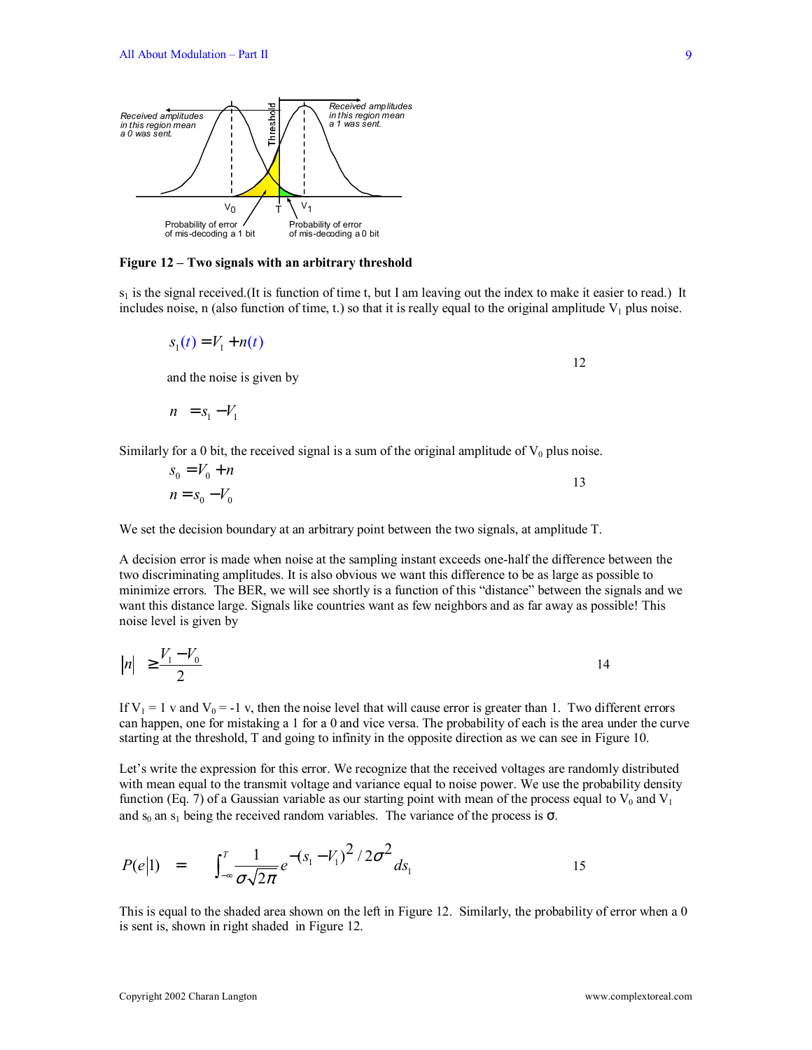Received amplitudes in this region mean a 0 was sent.

Received amplitudes in this region mean a 1 was sent.

Threshold

$V_0$

T

$V_1$

Probability of error of mis-decoding a 1 bit

Probability of error of mis-decoding a 0 bit

**Figure 12 – Two signals with an arbitrary threshold**

$s_1$ is the signal received.(It is function of time t, but I am leaving out the index to make it easier to read.) It includes noise, n (also function of time, t.) so that it is really equal to the original amplitude $V_1$ plus noise.

$$s_1(t) = V_1 + n(t) \tag{12}$$

and the noise is given by

$$n = s_1 - V_1$$

Similarly for a 0 bit, the received signal is a sum of the original amplitude of $V_0$ plus noise.

$$s_0 = V_0 + n$$
$$n = s_0 - V_0 \tag{13}$$

We set the decision boundary at an arbitrary point between the two signals, at amplitude T.

A decision error is made when noise at the sampling instant exceeds one-half the difference between the two discriminating amplitudes. It is also obvious we want this difference to be as large as possible to minimize errors. The BER, we will see shortly is a function of this "distance" between the signals and we want this distance large. Signals like countries want as few neighbors and as far away as possible! This noise level is given by

$$|n| \geq \frac{V_1 - V_0}{2} \tag{14}$$

If $V_1$ = 1 v and $V_0$ = -1 v, then the noise level that will cause error is greater than 1. Two different errors can happen, one for mistaking a 1 for a 0 and vice versa. The probability of each is the area under the curve starting at the threshold, T and going to infinity in the opposite direction as we can see in Figure 10.

Let's write the expression for this error. We recognize that the received voltages are randomly distributed with mean equal to the transmit voltage and variance equal to noise power. We use the probability density function (Eq. 7) of a Gaussian variable as our starting point with mean of the process equal to $V_0$ and $V_1$ and $s_0$ an $s_1$ being the received random variables. The variance of the process is σ.

$$P(e|1) = \int_{-\infty}^{T} \frac{1}{\sigma\sqrt{2\pi}} e^{-(s_1 - V_1)^2 / 2\sigma^2} ds_1 \tag{15}$$

This is equal to the shaded area shown on the left in Figure 12. Similarly, the probability of error when a 0 is sent is, shown in right shaded in Figure 12.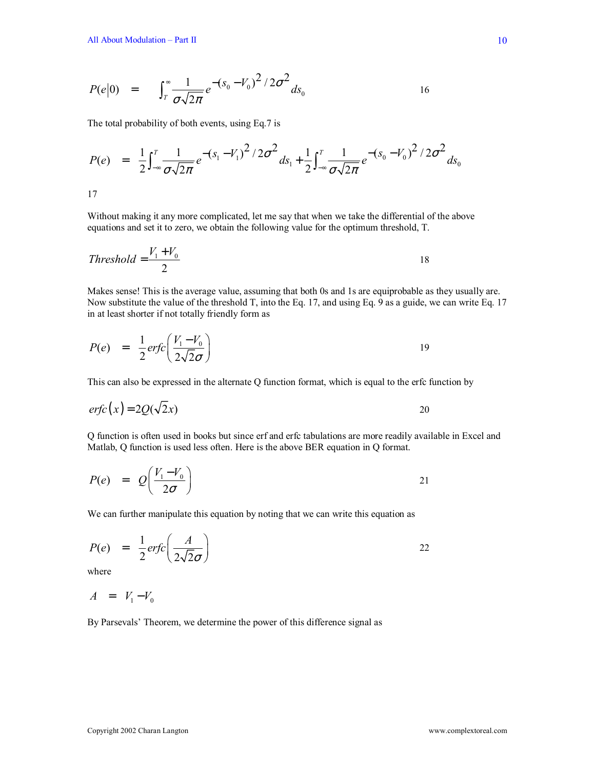$$P(e|0) \quad = \quad \int_T^\infty \frac{1}{\sigma\sqrt{2\pi}} e^{-(s_0 - V_0)^2 / 2\sigma^2} ds_0 \qquad 16$$

The total probability of both events, using Eq.7 is

$$P(e) \quad = \quad \frac{1}{2}\int_{-\infty}^{T} \frac{1}{\sigma\sqrt{2\pi}} e^{-(s_1 - V_1)^2 / 2\sigma^2} ds_1 + \frac{1}{2}\int_{-\infty}^{T} \frac{1}{\sigma\sqrt{2\pi}} e^{-(s_0 - V_0)^2 / 2\sigma^2} ds_0$$

17

Without making it any more complicated, let me say that when we take the differential of the above equations and set it to zero, we obtain the following value for the optimum threshold, T.

$$Threshold = \frac{V_1 + V_0}{2} \qquad 18$$

Makes sense! This is the average value, assuming that both 0s and 1s are equiprobable as they usually are. Now substitute the value of the threshold T, into the Eq. 17, and using Eq. 9 as a guide, we can write Eq. 17 in at least shorter if not totally friendly form as

$$P(e) \quad = \quad \frac{1}{2} erfc\left(\frac{V_1 - V_0}{2\sqrt{2}\sigma}\right) \qquad 19$$

This can also be expressed in the alternate Q function format, which is equal to the erfc function by

$$erfc(x) = 2Q(\sqrt{2}x) \qquad 20$$

Q function is often used in books but since erf and erfc tabulations are more readily available in Excel and Matlab, Q function is used less often. Here is the above BER equation in Q format.

$$P(e) \quad = \quad Q\left(\frac{V_1 - V_0}{2\sigma}\right) \qquad 21$$

We can further manipulate this equation by noting that we can write this equation as

$$P(e) \quad = \quad \frac{1}{2} erfc\left(\frac{A}{2\sqrt{2}\sigma}\right) \qquad 22$$

where

$$A \quad = \quad V_1 - V_0$$

By Parsevals' Theorem, we determine the power of this difference signal as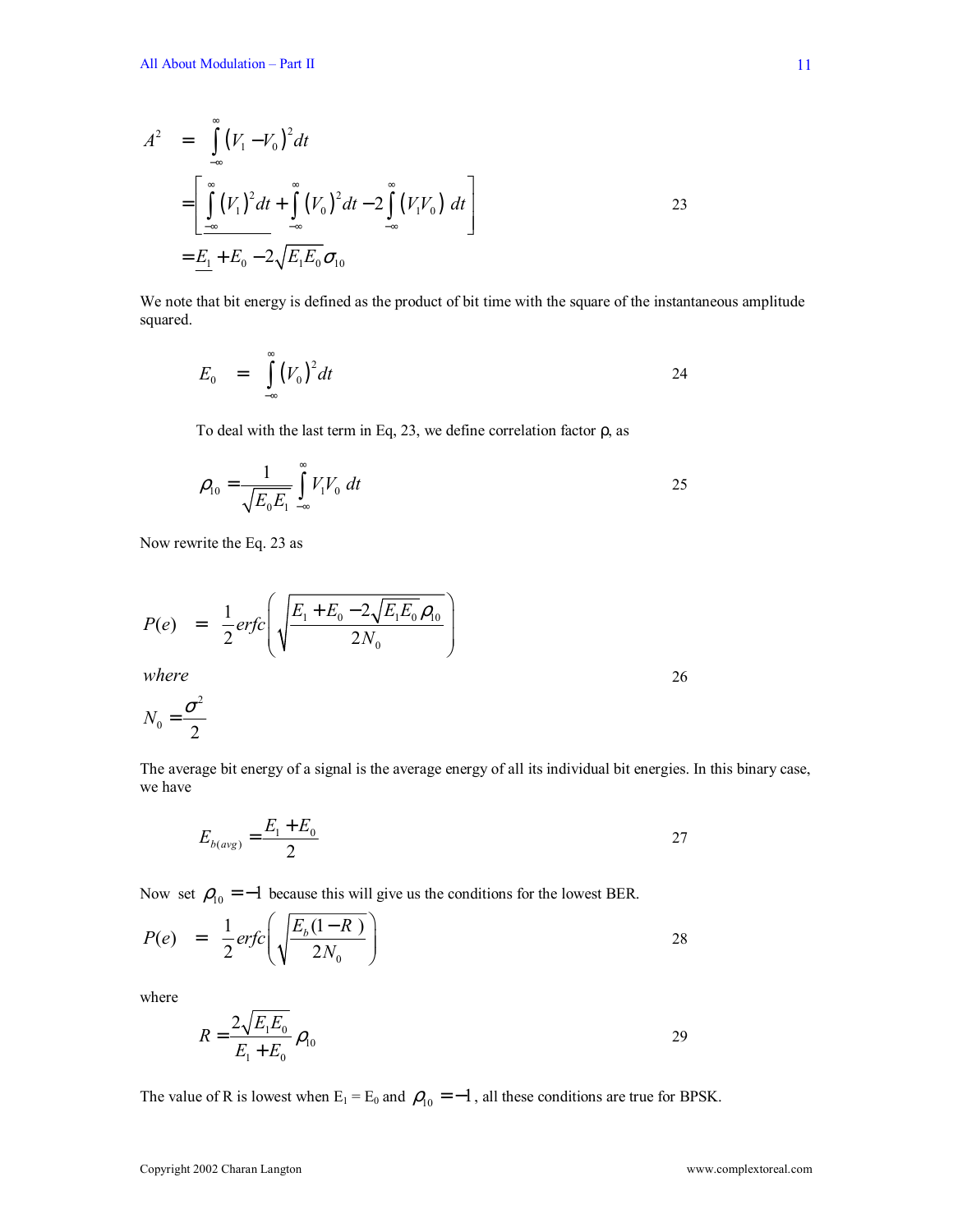$$
\begin{aligned}
A^2 &= \int_{-\infty}^{\infty} (V_1 - V_0)^2 dt \\
&= \left[ \int_{-\infty}^{\infty} (V_1)^2 dt + \int_{-\infty}^{\infty} (V_0)^2 dt - 2\int_{-\infty}^{\infty} (V_1 V_0)\ dt \right] \\
&= E_1 + E_0 - 2\sqrt{E_1 E_0}\sigma_{10}
\end{aligned}
\tag{23}
$$

We note that bit energy is defined as the product of bit time with the square of the instantaneous amplitude squared.

$$
E_0 = \int_{-\infty}^{\infty} (V_0)^2 dt \tag{24}
$$

To deal with the last term in Eq, 23, we define correlation factor ρ, as

$$
\rho_{10} = \frac{1}{\sqrt{E_0 E_1}} \int_{-\infty}^{\infty} V_1 V_0\ dt \tag{25}
$$

Now rewrite the Eq. 23 as

$$
P(e) = \frac{1}{2} erfc\left( \sqrt{\frac{E_1 + E_0 - 2\sqrt{E_1 E_0}\rho_{10}}{2N_0}} \right)
$$

$$
where \tag{26}
$$

$$
N_0 = \frac{\sigma^2}{2}
$$

The average bit energy of a signal is the average energy of all its individual bit energies. In this binary case, we have

$$
E_{b(avg)} = \frac{E_1 + E_0}{2} \tag{27}
$$

Now set $\rho_{10} = -1$ because this will give us the conditions for the lowest BER.

$$
P(e) = \frac{1}{2} erfc\left( \sqrt{\frac{E_b(1 - R\ )}{2N_0}} \right) \tag{28}
$$

where

$$
R = \frac{2\sqrt{E_1 E_0}}{E_1 + E_0}\rho_{10} \tag{29}
$$

The value of R is lowest when $E_1 = E_0$ and $\rho_{10} = -1$, all these conditions are true for BPSK.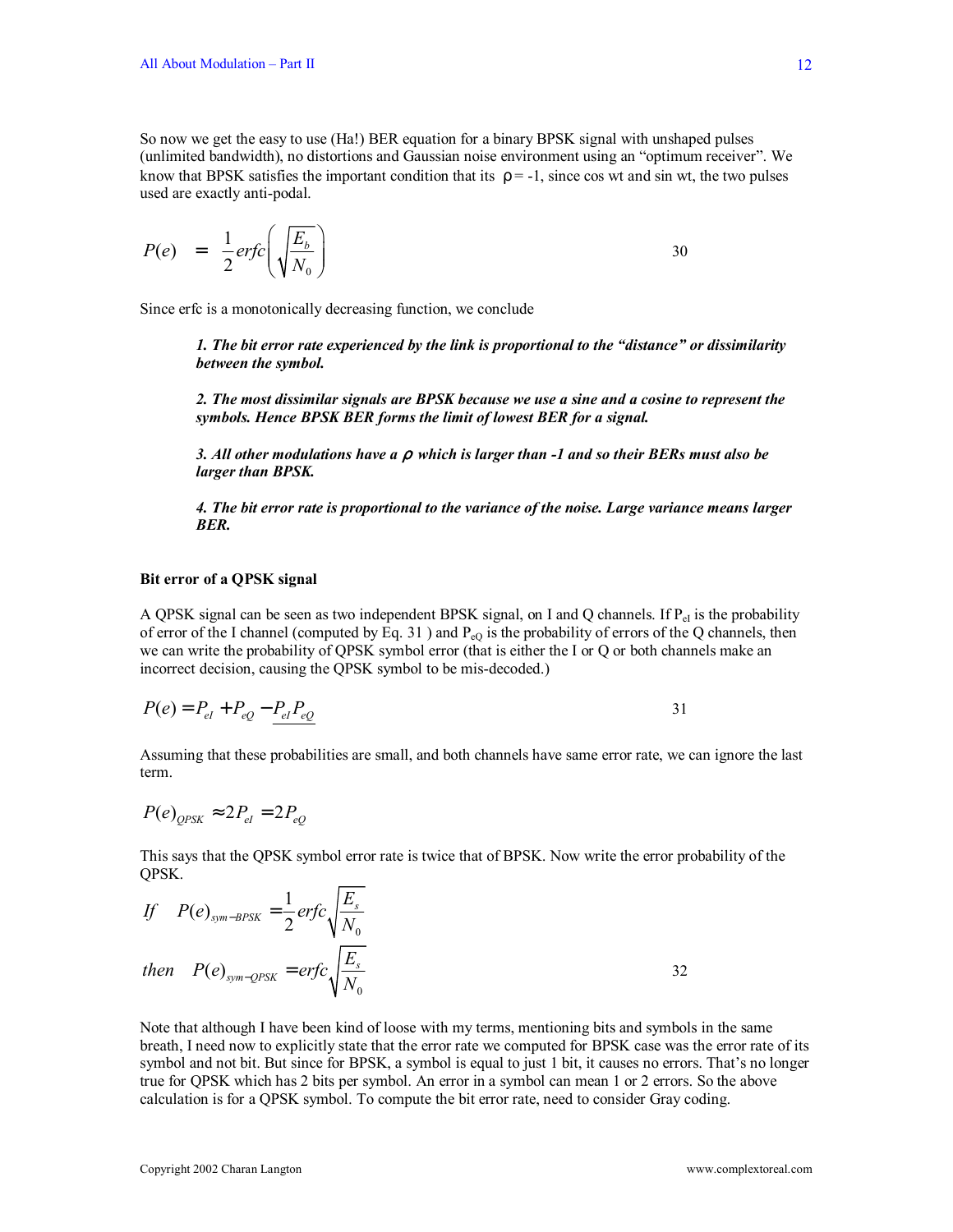So now we get the easy to use (Ha!) BER equation for a binary BPSK signal with unshaped pulses (unlimited bandwidth), no distortions and Gaussian noise environment using an "optimum receiver". We know that BPSK satisfies the important condition that its $\rho = -1$, since cos wt and sin wt, the two pulses used are exactly anti-podal.

$$P(e) \;=\; \frac{1}{2} erfc\left(\sqrt{\frac{E_b}{N_0}}\right) \qquad 30$$

Since erfc is a monotonically decreasing function, we conclude

> ***1. The bit error rate experienced by the link is proportional to the "distance" or dissimilarity between the symbol.***
>
> ***2. The most dissimilar signals are BPSK because we use a sine and a cosine to represent the symbols. Hence BPSK BER forms the limit of lowest BER for a signal.***
>
> ***3. All other modulations have a $\rho$ which is larger than -1 and so their BERs must also be larger than BPSK.***
>
> ***4. The bit error rate is proportional to the variance of the noise. Large variance means larger BER.***

**Bit error of a QPSK signal**

A QPSK signal can be seen as two independent BPSK signal, on I and Q channels. If $P_{eI}$ is the probability of error of the I channel (computed by Eq. 31 ) and $P_{eQ}$ is the probability of errors of the Q channels, then we can write the probability of QPSK symbol error (that is either the I or Q or both channels make an incorrect decision, causing the QPSK symbol to be mis-decoded.)

$$P(e) = P_{eI} + P_{eQ} - \underline{P_{eI} P_{eQ}} \qquad 31$$

Assuming that these probabilities are small, and both channels have same error rate, we can ignore the last term.

$$P(e)_{QPSK} \approx 2P_{eI} = 2P_{eQ}$$

This says that the QPSK symbol error rate is twice that of BPSK. Now write the error probability of the QPSK.

$$\begin{aligned} &If \quad P(e)_{sym-BPSK} = \frac{1}{2} erfc\sqrt{\frac{E_s}{N_0}} \\ &then \quad P(e)_{sym-QPSK} = erfc\sqrt{\frac{E_s}{N_0}} \end{aligned} \qquad 32$$

Note that although I have been kind of loose with my terms, mentioning bits and symbols in the same breath, I need now to explicitly state that the error rate we computed for BPSK case was the error rate of its symbol and not bit. But since for BPSK, a symbol is equal to just 1 bit, it causes no errors. That's no longer true for QPSK which has 2 bits per symbol. An error in a symbol can mean 1 or 2 errors. So the above calculation is for a QPSK symbol. To compute the bit error rate, need to consider Gray coding.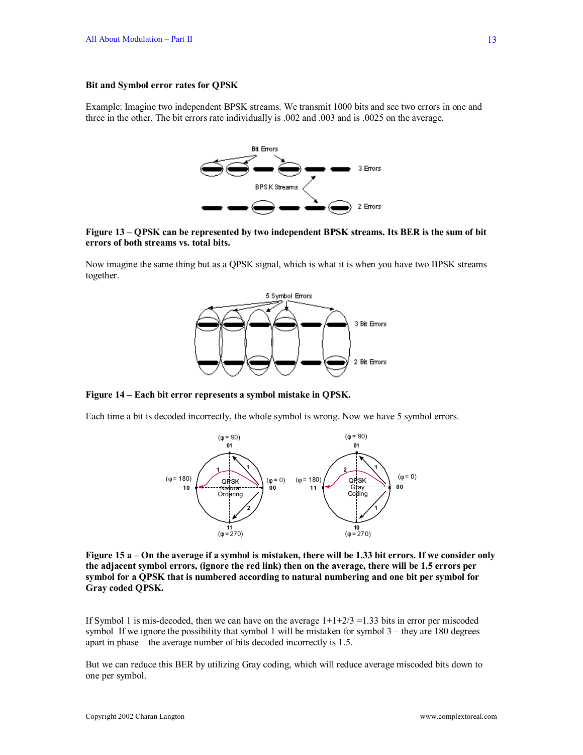**Bit and Symbol error rates for QPSK**

Example: Imagine two independent BPSK streams. We transmit 1000 bits and see two errors in one and three in the other. The bit errors rate individually is .002 and .003 and is .0025 on the average.

Bit Errors

3 Errors

BPSK Streams

2 Errors

**Figure 13 – QPSK can be represented by two independent BPSK streams. Its BER is the sum of bit errors of both streams vs. total bits.**

Now imagine the same thing but as a QPSK signal, which is what it is when you have two BPSK streams together.

5 Symbol Errors

3 Bit Errors

2 Bit Errors

**Figure 14 – Each bit error represents a symbol mistake in QPSK.**

Each time a bit is decoded incorrectly, the whole symbol is wrong. Now we have 5 symbol errors.

(φ = 90)
01
(φ = 180)
10
(φ = 0)
00
11
(φ = 270)
QPSK
Natural
Ordering
1
1
2

(φ = 90)
01
(φ = 180)
11
(φ = 0)
00
10
(φ = 270)
QPSK
Gray
Coding
2
1
1

**Figure 15 a – On the average if a symbol is mistaken, there will be 1.33 bit errors. If we consider only the adjacent symbol errors, (ignore the red link) then on the average, there will be 1.5 errors per symbol for a QPSK that is numbered according to natural numbering and one bit per symbol for Gray coded QPSK.**

If Symbol 1 is mis-decoded, then we can have on the average 1+1+2/3 =1.33 bits in error per miscoded symbol If we ignore the possibility that symbol 1 will be mistaken for symbol 3 – they are 180 degrees apart in phase – the average number of bits decoded incorrectly is 1.5.

But we can reduce this BER by utilizing Gray coding, which will reduce average miscoded bits down to one per symbol.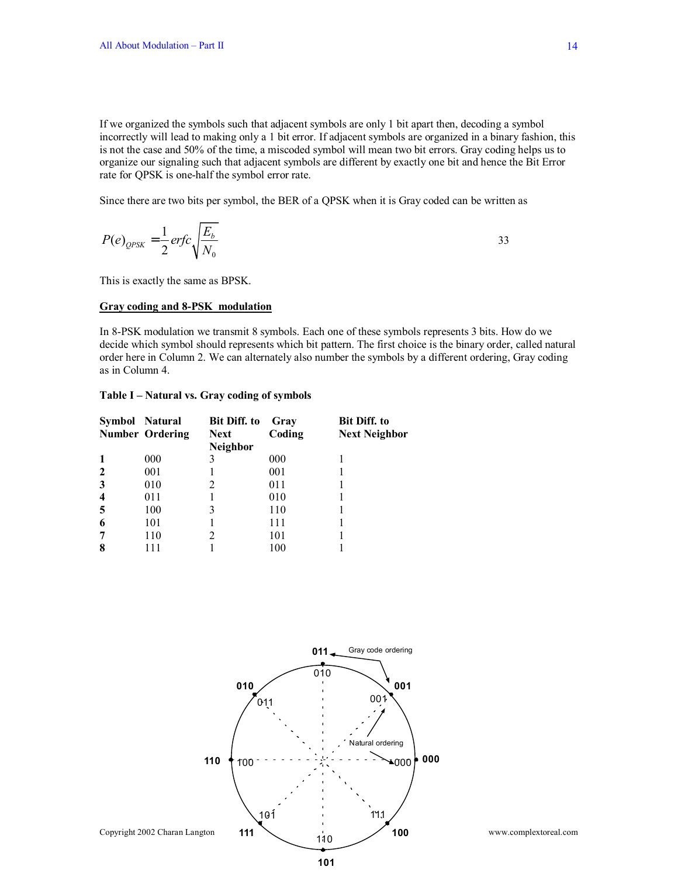If we organized the symbols such that adjacent symbols are only 1 bit apart then, decoding a symbol incorrectly will lead to making only a 1 bit error. If adjacent symbols are organized in a binary fashion, this is not the case and 50% of the time, a miscoded symbol will mean two bit errors. Gray coding helps us to organize our signaling such that adjacent symbols are different by exactly one bit and hence the Bit Error rate for QPSK is one-half the symbol error rate.

Since there are two bits per symbol, the BER of a QPSK when it is Gray coded can be written as

$$P(e)_{QPSK} = \frac{1}{2} erfc\sqrt{\frac{E_b}{N_0}} \qquad 33$$

This is exactly the same as BPSK.

**Gray coding and 8-PSK modulation**

In 8-PSK modulation we transmit 8 symbols. Each one of these symbols represents 3 bits. How do we decide which symbol should represents which bit pattern. The first choice is the binary order, called natural order here in Column 2. We can alternately also number the symbols by a different ordering, Gray coding as in Column 4.

**Table I – Natural vs. Gray coding of symbols**

| Symbol Number | Natural Ordering | Bit Diff. to Next Neighbor | Gray Coding | Bit Diff. to Next Neighbor |
|---|---|---|---|---|
| **1** | 000 | 3 | 000 | 1 |
| **2** | 001 | 1 | 001 | 1 |
| **3** | 010 | 2 | 011 | 1 |
| **4** | 011 | 1 | 010 | 1 |
| **5** | 100 | 3 | 110 | 1 |
| **6** | 101 | 1 | 111 | 1 |
| **7** | 110 | 2 | 101 | 1 |
| **8** | 111 | 1 | 100 | 1 |

Gray code ordering

Natural ordering

011
010
010
011
001
001
110
100
000
000
101
111
111
100
110
101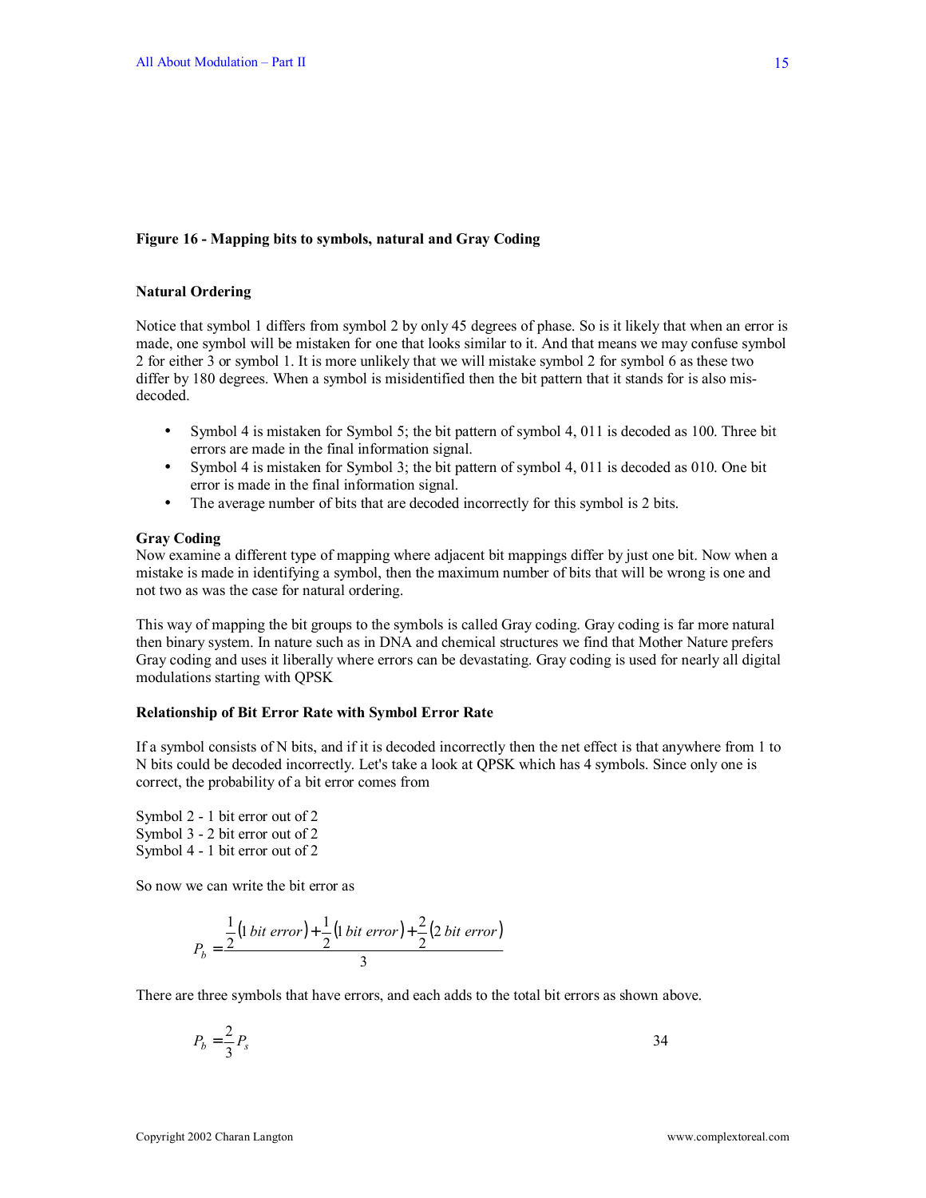**Figure 16 - Mapping bits to symbols, natural and Gray Coding**

**Natural Ordering**

Notice that symbol 1 differs from symbol 2 by only 45 degrees of phase. So is it likely that when an error is made, one symbol will be mistaken for one that looks similar to it. And that means we may confuse symbol 2 for either 3 or symbol 1. It is more unlikely that we will mistake symbol 2 for symbol 6 as these two differ by 180 degrees. When a symbol is misidentified then the bit pattern that it stands for is also mis-decoded.

- Symbol 4 is mistaken for Symbol 5; the bit pattern of symbol 4, 011 is decoded as 100. Three bit errors are made in the final information signal.
- Symbol 4 is mistaken for Symbol 3; the bit pattern of symbol 4, 011 is decoded as 010. One bit error is made in the final information signal.
- The average number of bits that are decoded incorrectly for this symbol is 2 bits.

**Gray Coding**

Now examine a different type of mapping where adjacent bit mappings differ by just one bit. Now when a mistake is made in identifying a symbol, then the maximum number of bits that will be wrong is one and not two as was the case for natural ordering.

This way of mapping the bit groups to the symbols is called Gray coding. Gray coding is far more natural then binary system. In nature such as in DNA and chemical structures we find that Mother Nature prefers Gray coding and uses it liberally where errors can be devastating. Gray coding is used for nearly all digital modulations starting with QPSK

**Relationship of Bit Error Rate with Symbol Error Rate**

If a symbol consists of N bits, and if it is decoded incorrectly then the net effect is that anywhere from 1 to N bits could be decoded incorrectly. Let's take a look at QPSK which has 4 symbols. Since only one is correct, the probability of a bit error comes from

Symbol 2 - 1 bit error out of 2
Symbol 3 - 2 bit error out of 2
Symbol 4 - 1 bit error out of 2

So now we can write the bit error as

$$P_b = \frac{\frac{1}{2}(1\ bit\ error) + \frac{1}{2}(1\ bit\ error) + \frac{2}{2}(2\ bit\ error)}{3}$$

There are three symbols that have errors, and each adds to the total bit errors as shown above.

$$P_b = \frac{2}{3} P_s \qquad 34$$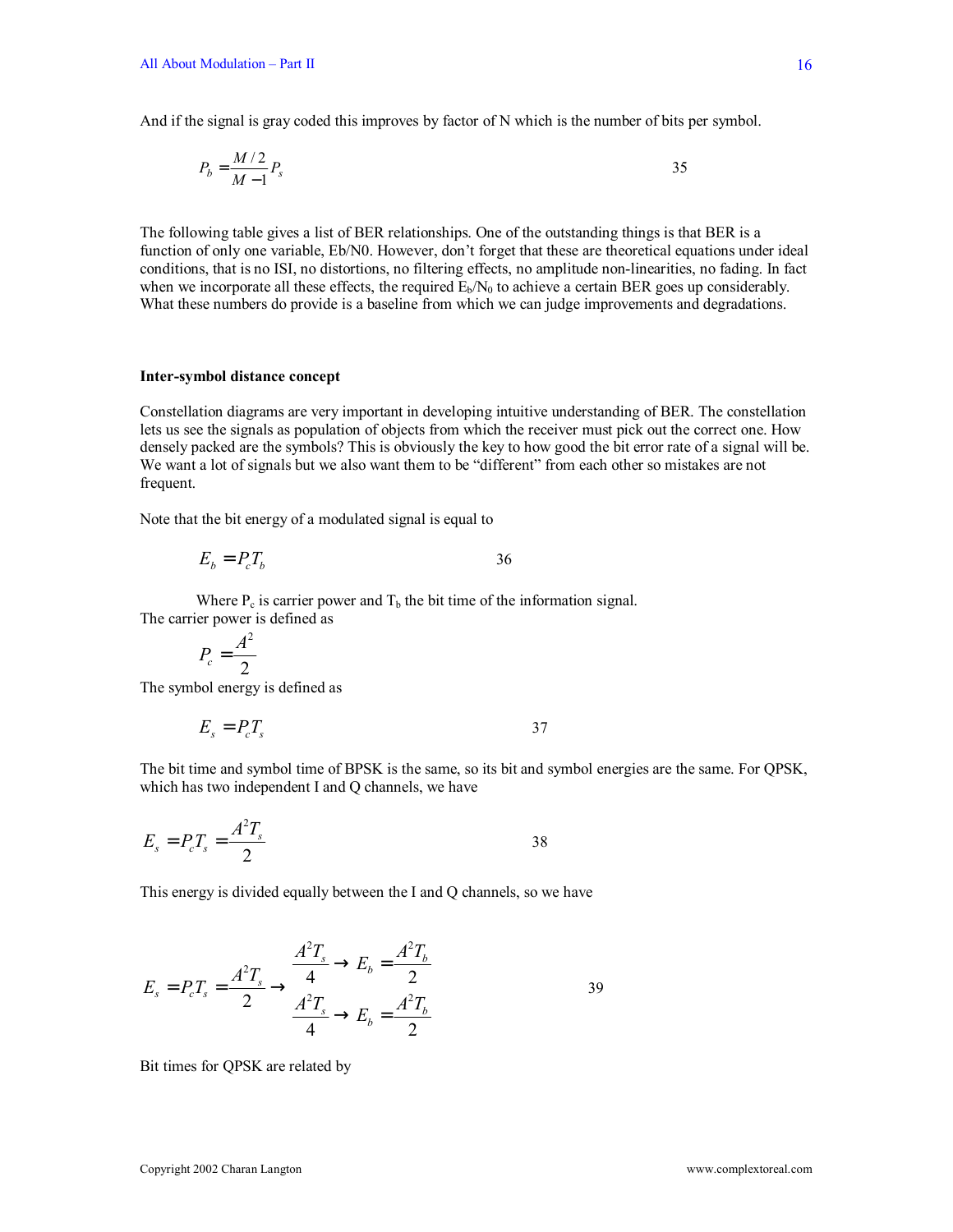And if the signal is gray coded this improves by factor of N which is the number of bits per symbol.

$$P_b = \frac{M/2}{M-1} P_s \qquad 35$$

The following table gives a list of BER relationships. One of the outstanding things is that BER is a function of only one variable, Eb/N0. However, don't forget that these are theoretical equations under ideal conditions, that is no ISI, no distortions, no filtering effects, no amplitude non-linearities, no fading. In fact when we incorporate all these effects, the required $E_b/N_0$ to achieve a certain BER goes up considerably. What these numbers do provide is a baseline from which we can judge improvements and degradations.

**Inter-symbol distance concept**

Constellation diagrams are very important in developing intuitive understanding of BER. The constellation lets us see the signals as population of objects from which the receiver must pick out the correct one. How densely packed are the symbols? This is obviously the key to how good the bit error rate of a signal will be. We want a lot of signals but we also want them to be "different" from each other so mistakes are not frequent.

Note that the bit energy of a modulated signal is equal to

$$E_b = P_c T_b \qquad 36$$

Where $P_c$ is carrier power and $T_b$ the bit time of the information signal.
The carrier power is defined as

$$P_c = \frac{A^2}{2}$$

The symbol energy is defined as

$$E_s = P_c T_s \qquad 37$$

The bit time and symbol time of BPSK is the same, so its bit and symbol energies are the same. For QPSK, which has two independent I and Q channels, we have

$$E_s = P_c T_s = \frac{A^2 T_s}{2} \qquad 38$$

This energy is divided equally between the I and Q channels, so we have

$$E_s = P_c T_s = \frac{A^2 T_s}{2} \rightarrow \begin{array}{l} \dfrac{A^2 T_s}{4} \rightarrow E_b = \dfrac{A^2 T_b}{2} \\ \dfrac{A^2 T_s}{4} \rightarrow E_b = \dfrac{A^2 T_b}{2} \end{array} \qquad 39$$

Bit times for QPSK are related by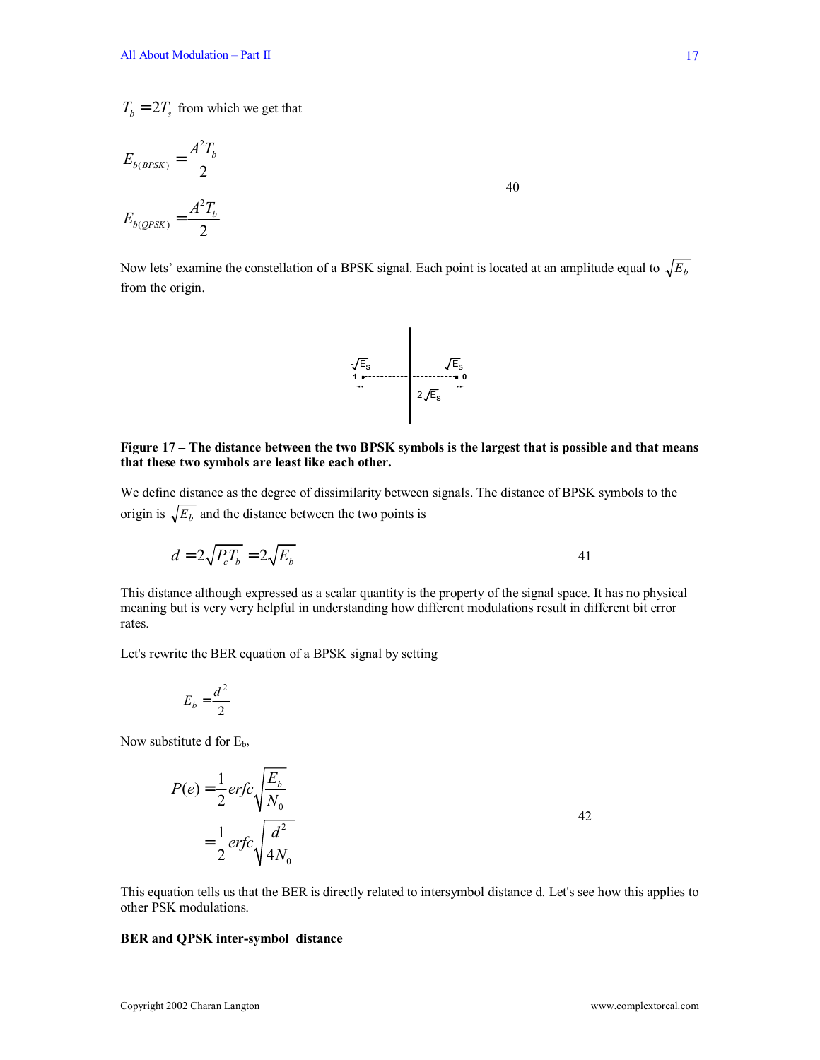$T_b = 2T_s$ from which we get that

$$E_{b(BPSK)} = \frac{A^2 T_b}{2} \qquad (40)$$

$$E_{b(QPSK)} = \frac{A^2 T_b}{2}$$

Now lets' examine the constellation of a BPSK signal. Each point is located at an amplitude equal to $\sqrt{E_b}$ from the origin.

$-\sqrt{E_s}$

$\sqrt{E_s}$

1

0

$2\sqrt{E_s}$

**Figure 17 – The distance between the two BPSK symbols is the largest that is possible and that means that these two symbols are least like each other.**

We define distance as the degree of dissimilarity between signals. The distance of BPSK symbols to the origin is $\sqrt{E_b}$ and the distance between the two points is

$$d = 2\sqrt{P_c T_b} = 2\sqrt{E_b} \qquad (41)$$

This distance although expressed as a scalar quantity is the property of the signal space. It has no physical meaning but is very very helpful in understanding how different modulations result in different bit error rates.

Let's rewrite the BER equation of a BPSK signal by setting

$$E_b = \frac{d^2}{2}$$

Now substitute d for $E_b$,

$$\begin{aligned} P(e) &= \frac{1}{2} erfc\sqrt{\frac{E_b}{N_0}} \\ &= \frac{1}{2} erfc\sqrt{\frac{d^2}{4N_0}} \end{aligned} \qquad (42)$$

This equation tells us that the BER is directly related to intersymbol distance d. Let's see how this applies to other PSK modulations.

**BER and QPSK inter-symbol distance**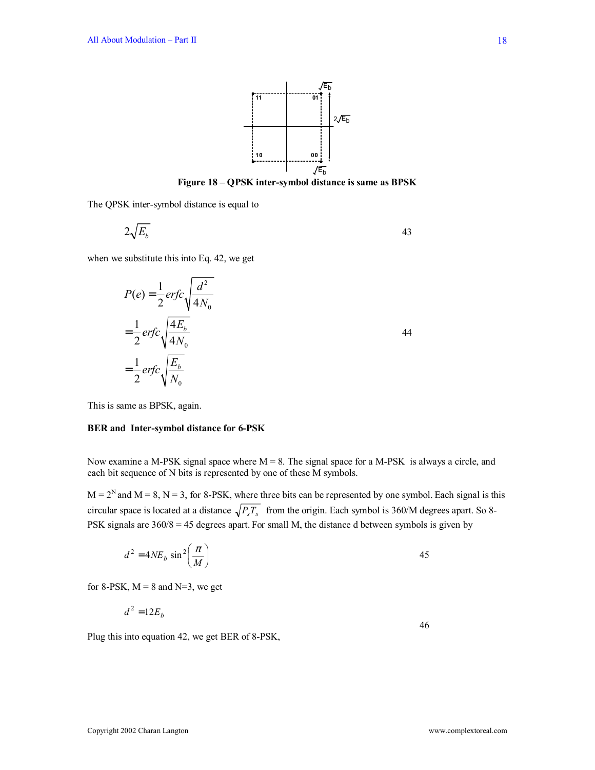11
01
10
00
$\sqrt{E_b}$
$2\sqrt{E_b}$
$\sqrt{E_b}$

**Figure 18 – QPSK inter-symbol distance is same as BPSK**

The QPSK inter-symbol distance is equal to

$$2\sqrt{E_b} \tag{43}$$

when we substitute this into Eq. 42, we get

$$\begin{aligned} P(e) &= \frac{1}{2} erfc\sqrt{\frac{d^2}{4N_0}} \\ &= \frac{1}{2} erfc\sqrt{\frac{4E_b}{4N_0}} \\ &= \frac{1}{2} erfc\sqrt{\frac{E_b}{N_0}} \end{aligned} \tag{44}$$

This is same as BPSK, again.

**BER and Inter-symbol distance for 6-PSK**

Now examine a M-PSK signal space where M = 8. The signal space for a M-PSK is always a circle, and each bit sequence of N bits is represented by one of these M symbols.

$M = 2^N$ and M = 8, N = 3, for 8-PSK, where three bits can be represented by one symbol. Each signal is this circular space is located at a distance $\sqrt{P_s T_s}$ from the origin. Each symbol is 360/M degrees apart. So 8-PSK signals are 360/8 = 45 degrees apart. For small M, the distance d between symbols is given by

$$d^2 = 4NE_b \sin^2\left(\frac{\pi}{M}\right) \tag{45}$$

for 8-PSK, M = 8 and N=3, we get

$$d^2 = 12E_b \tag{46}$$

Plug this into equation 42, we get BER of 8-PSK,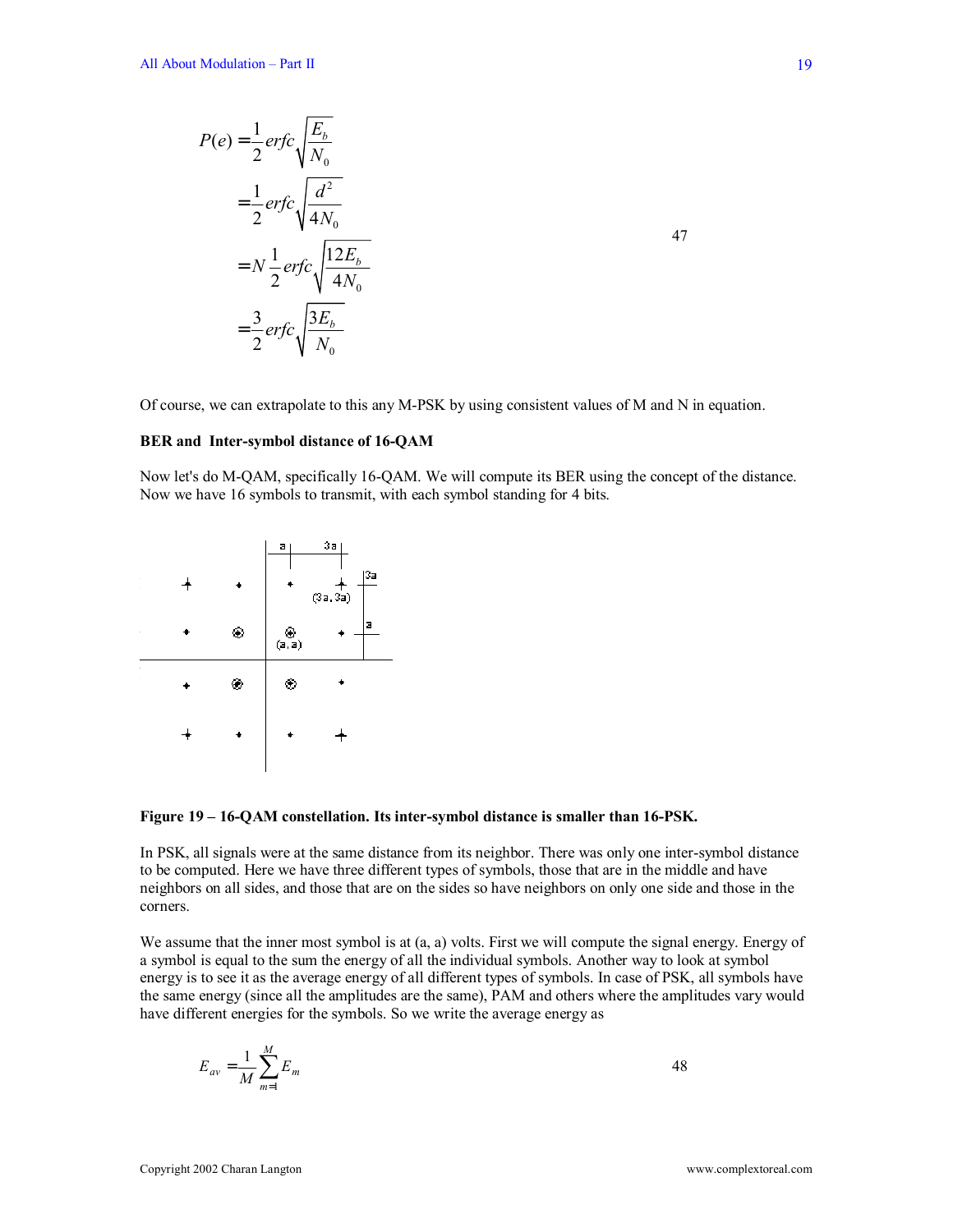$$
\begin{aligned}
P(e) &= \frac{1}{2} erfc\sqrt{\frac{E_b}{N_0}} \\
&= \frac{1}{2} erfc\sqrt{\frac{d^2}{4N_0}} \\
&= N\frac{1}{2} erfc\sqrt{\frac{12E_b}{4N_0}} \\
&= \frac{3}{2} erfc\sqrt{\frac{3E_b}{N_0}}
\end{aligned} \qquad 47
$$

Of course, we can extrapolate to this any M-PSK by using consistent values of M and N in equation.

**BER and Inter-symbol distance of 16-QAM**

Now let's do M-QAM, specifically 16-QAM. We will compute its BER using the concept of the distance. Now we have 16 symbols to transmit, with each symbol standing for 4 bits.

a

3a

3a

(3a, 3a)

a

(a, a)

**Figure 19 – 16-QAM constellation. Its inter-symbol distance is smaller than 16-PSK.**

In PSK, all signals were at the same distance from its neighbor. There was only one inter-symbol distance to be computed. Here we have three different types of symbols, those that are in the middle and have neighbors on all sides, and those that are on the sides so have neighbors on only one side and those in the corners.

We assume that the inner most symbol is at (a, a) volts. First we will compute the signal energy. Energy of a symbol is equal to the sum the energy of all the individual symbols. Another way to look at symbol energy is to see it as the average energy of all different types of symbols. In case of PSK, all symbols have the same energy (since all the amplitudes are the same), PAM and others where the amplitudes vary would have different energies for the symbols. So we write the average energy as

$$
E_{av} = \frac{1}{M}\sum_{m=1}^{M} E_m \qquad 48
$$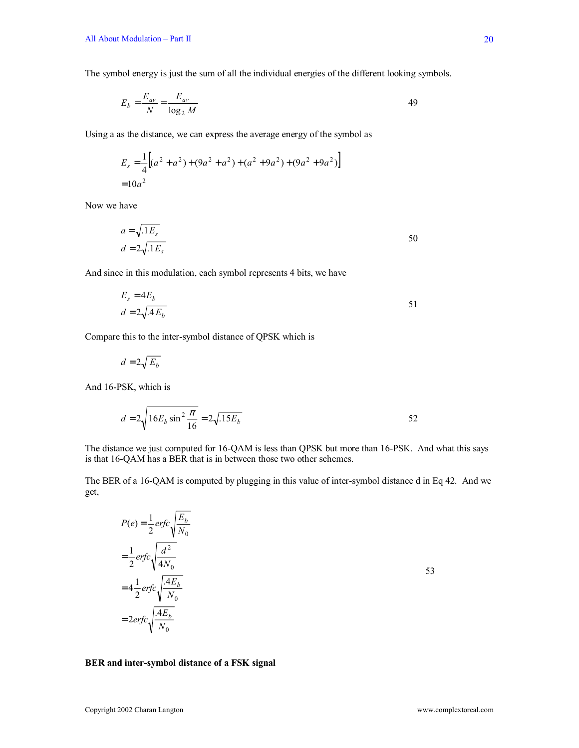The symbol energy is just the sum of all the individual energies of the different looking symbols.

$$E_b = \frac{E_{av}}{N} = \frac{E_{av}}{\log_2 M} \tag{49}$$

Using a as the distance, we can express the average energy of the symbol as

$$\begin{aligned} E_s &= \frac{1}{4}\left[(a^2 + a^2) + (9a^2 + a^2) + (a^2 + 9a^2) + (9a^2 + 9a^2)\right] \\ &= 10a^2 \end{aligned}$$

Now we have

$$\begin{aligned} a &= \sqrt{.1E_s} \\ d &= 2\sqrt{.1E_s} \end{aligned} \tag{50}$$

And since in this modulation, each symbol represents 4 bits, we have

$$\begin{aligned} E_s &= 4E_b \\ d &= 2\sqrt{.4E_b} \end{aligned} \tag{51}$$

Compare this to the inter-symbol distance of QPSK which is

$$d = 2\sqrt{E_b}$$

And 16-PSK, which is

$$d = 2\sqrt{16E_b \sin^2 \frac{\pi}{16}} = 2\sqrt{.15E_b} \tag{52}$$

The distance we just computed for 16-QAM is less than QPSK but more than 16-PSK. And what this says is that 16-QAM has a BER that is in between those two other schemes.

The BER of a 16-QAM is computed by plugging in this value of inter-symbol distance d in Eq 42. And we get,

$$\begin{aligned} P(e) &= \frac{1}{2} erfc\sqrt{\frac{E_b}{N_0}} \\ &= \frac{1}{2} erfc\sqrt{\frac{d^2}{4N_0}} \\ &= 4\frac{1}{2} erfc\sqrt{\frac{.4E_b}{N_0}} \\ &= 2 erfc\sqrt{\frac{.4E_b}{N_0}} \end{aligned} \tag{53}$$

**BER and inter-symbol distance of a FSK signal**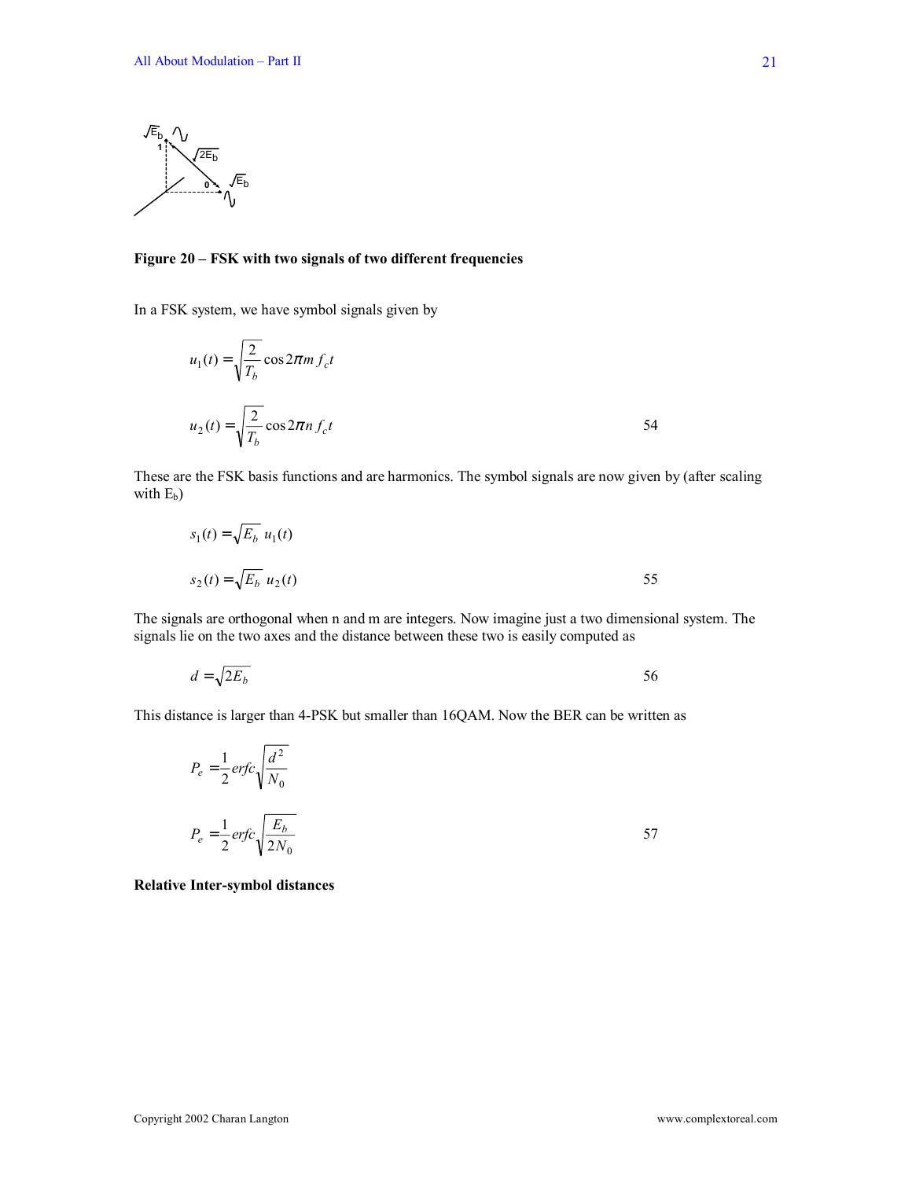$\sqrt{E_b}$ 1 $\sqrt{2E_b}$ 0 $\sqrt{E_b}$

**Figure 20 – FSK with two signals of two different frequencies**

In a FSK system, we have symbol signals given by

$$u_1(t) = \sqrt{\frac{2}{T_b}} \cos 2\pi m f_c t$$

$$u_2(t) = \sqrt{\frac{2}{T_b}} \cos 2\pi n f_c t \tag{54}$$

These are the FSK basis functions and are harmonics. The symbol signals are now given by (after scaling with $E_b$)

$$s_1(t) = \sqrt{E_b}\, u_1(t)$$

$$s_2(t) = \sqrt{E_b}\, u_2(t) \tag{55}$$

The signals are orthogonal when n and m are integers. Now imagine just a two dimensional system. The signals lie on the two axes and the distance between these two is easily computed as

$$d = \sqrt{2E_b} \tag{56}$$

This distance is larger than 4-PSK but smaller than 16QAM. Now the BER can be written as

$$P_e = \frac{1}{2} erfc \sqrt{\frac{d^2}{N_0}}$$

$$P_e = \frac{1}{2} erfc \sqrt{\frac{E_b}{2N_0}} \tag{57}$$

**Relative Inter-symbol distances**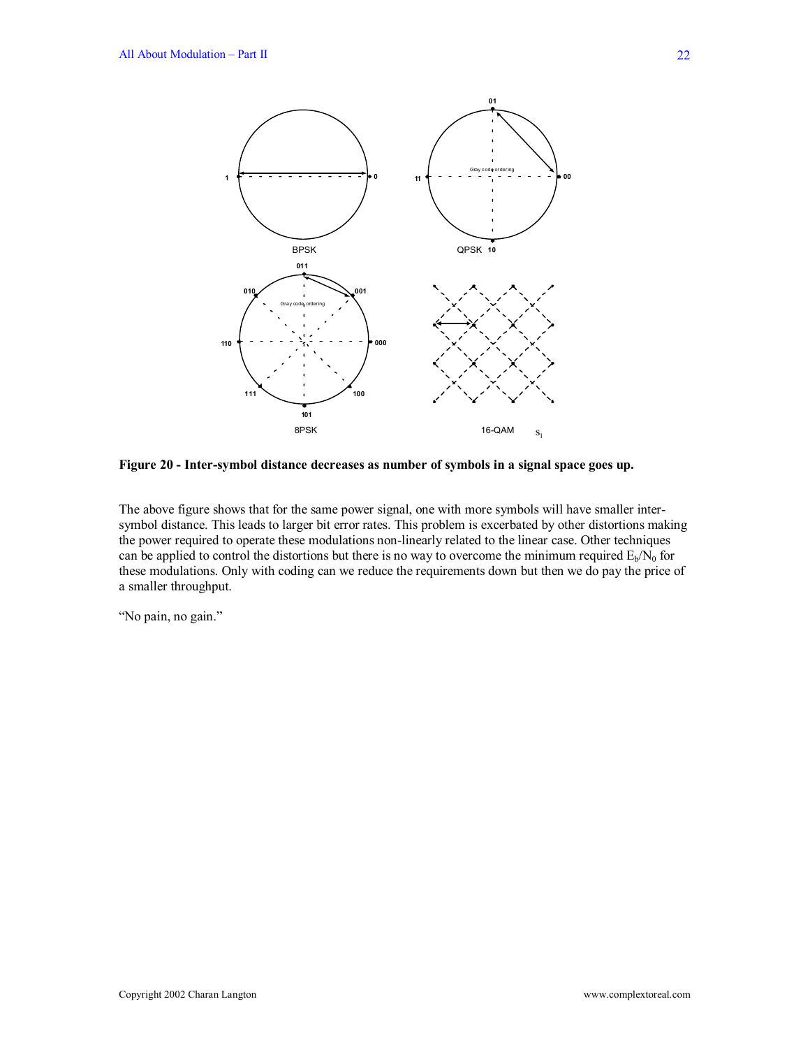1

0

BPSK

01

11

Gray code ordering

00

QPSK 10

011

010

001

Gray code ordering

110

000

111

100

101

8PSK

16-QAM

$s_1$

**Figure 20 - Inter-symbol distance decreases as number of symbols in a signal space goes up.**

The above figure shows that for the same power signal, one with more symbols will have smaller inter-symbol distance. This leads to larger bit error rates. This problem is excerbated by other distortions making the power required to operate these modulations non-linearly related to the linear case. Other techniques can be applied to control the distortions but there is no way to overcome the minimum required $E_b/N_0$ for these modulations. Only with coding can we reduce the requirements down but then we do pay the price of a smaller throughput.

"No pain, no gain."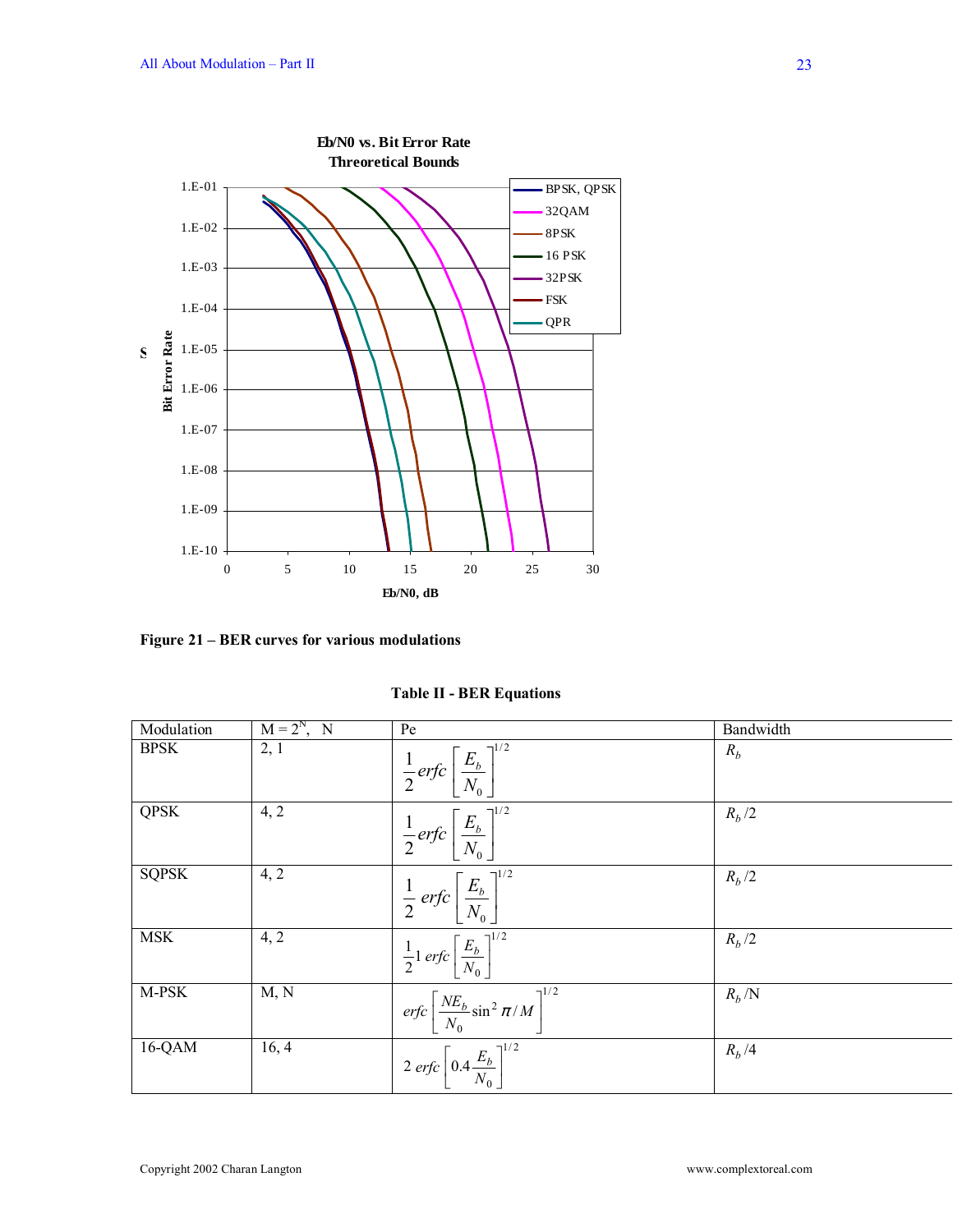Eb/N0 vs. Bit Error Rate
Threoretical Bounds

1.E-01
1.E-02
1.E-03
1.E-04
1.E-05
1.E-06
1.E-07
1.E-08
1.E-09
1.E-10

Bit Error Rate

0 5 10 15 20 25 30

Eb/N0, dB

BPSK, QPSK
32QAM
8PSK
16 PSK
32PSK
FSK
QPR

**Figure 21 – BER curves for various modulations**

**Table II - BER Equations**

| Modulation | $M = 2^N$, N | Pe | Bandwidth |
|---|---|---|---|
| BPSK | 2, 1 | $\frac{1}{2} erfc \left[ \frac{E_b}{N_0} \right]^{1/2}$ | $R_b$ |
| QPSK | 4, 2 | $\frac{1}{2} erfc \left[ \frac{E_b}{N_0} \right]^{1/2}$ | $R_b /2$ |
| SQPSK | 4, 2 | $\frac{1}{2} erfc \left[ \frac{E_b}{N_0} \right]^{1/2}$ | $R_b /2$ |
| MSK | 4, 2 | $\frac{1}{2} 1 \; erfc \left[ \frac{E_b}{N_0} \right]^{1/2}$ | $R_b /2$ |
| M-PSK | M, N | $erfc \left[ \frac{NE_b}{N_0} \sin^2 \pi / M \right]^{1/2}$ | $R_b$ /N |
| 16-QAM | 16, 4 | $2 \; erfc \left[ 0.4 \frac{E_b}{N_0} \right]^{1/2}$ | $R_b /4$ |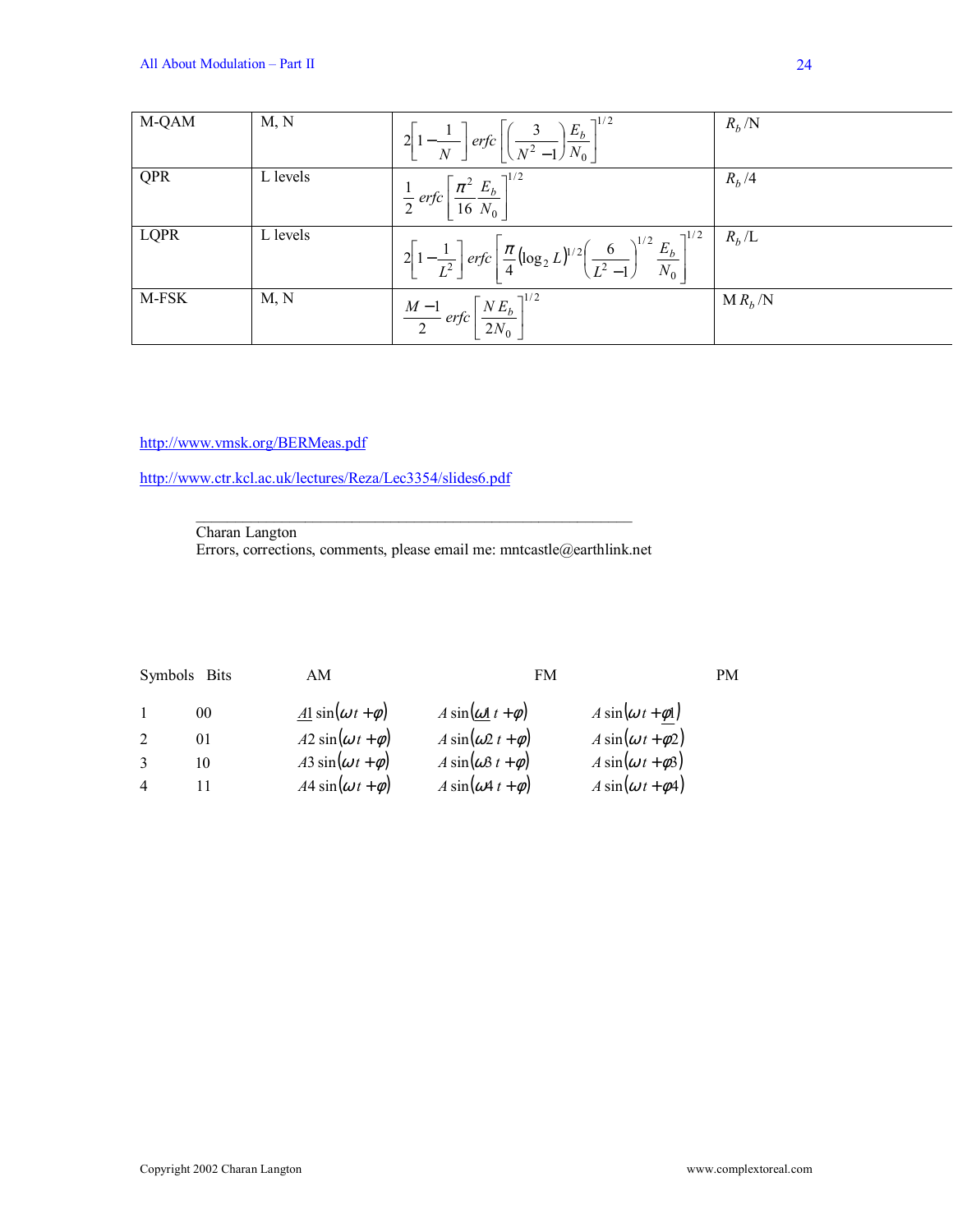| | | | |
|---|---|---|---|
| M-QAM | M, N | $2\left[1-\frac{1}{N}\right] erfc\left[\left(\frac{3}{N^2-1}\right)\frac{E_b}{N_0}\right]^{1/2}$ | $R_b$ /N |
| QPR | L levels | $\frac{1}{2}\ erfc\left[\frac{\pi^2}{16}\frac{E_b}{N_0}\right]^{1/2}$ | $R_b$ /4 |
| LQPR | L levels | $2\left[1-\frac{1}{L^2}\right] erfc\left[\frac{\pi}{4}(\log_2 L)^{1/2}\left(\frac{6}{L^2-1}\right)^{1/2}\frac{E_b}{N_0}\right]^{1/2}$ | $R_b$ /L |
| M-FSK | M, N | $\frac{M-1}{2}\ erfc\left[\frac{N E_b}{2N_0}\right]^{1/2}$ | M $R_b$ /N |

http://www.vmsk.org/BERMeas.pdf

http://www.ctr.kcl.ac.uk/lectures/Reza/Lec3354/slides6.pdf

---

Charan Langton
Errors, corrections, comments, please email me: mntcastle@earthlink.net

| Symbols | Bits | AM | FM | PM |
|---|---|---|---|---|
| 1 | 00 | $A1\sin(\omega t+\varphi)$ | $A\sin(\omega 1\, t+\varphi)$ | $A\sin(\omega t+\varphi 1)$ |
| 2 | 01 | $A2\sin(\omega t+\varphi)$ | $A\sin(\omega 2\, t+\varphi)$ | $A\sin(\omega t+\varphi 2)$ |
| 3 | 10 | $A3\sin(\omega t+\varphi)$ | $A\sin(\omega 3\, t+\varphi)$ | $A\sin(\omega t+\varphi 3)$ |
| 4 | 11 | $A4\sin(\omega t+\varphi)$ | $A\sin(\omega 4\, t+\varphi)$ | $A\sin(\omega t+\varphi 4)$ |

Copyright 2002 Charan Langton www.complextoreal.com